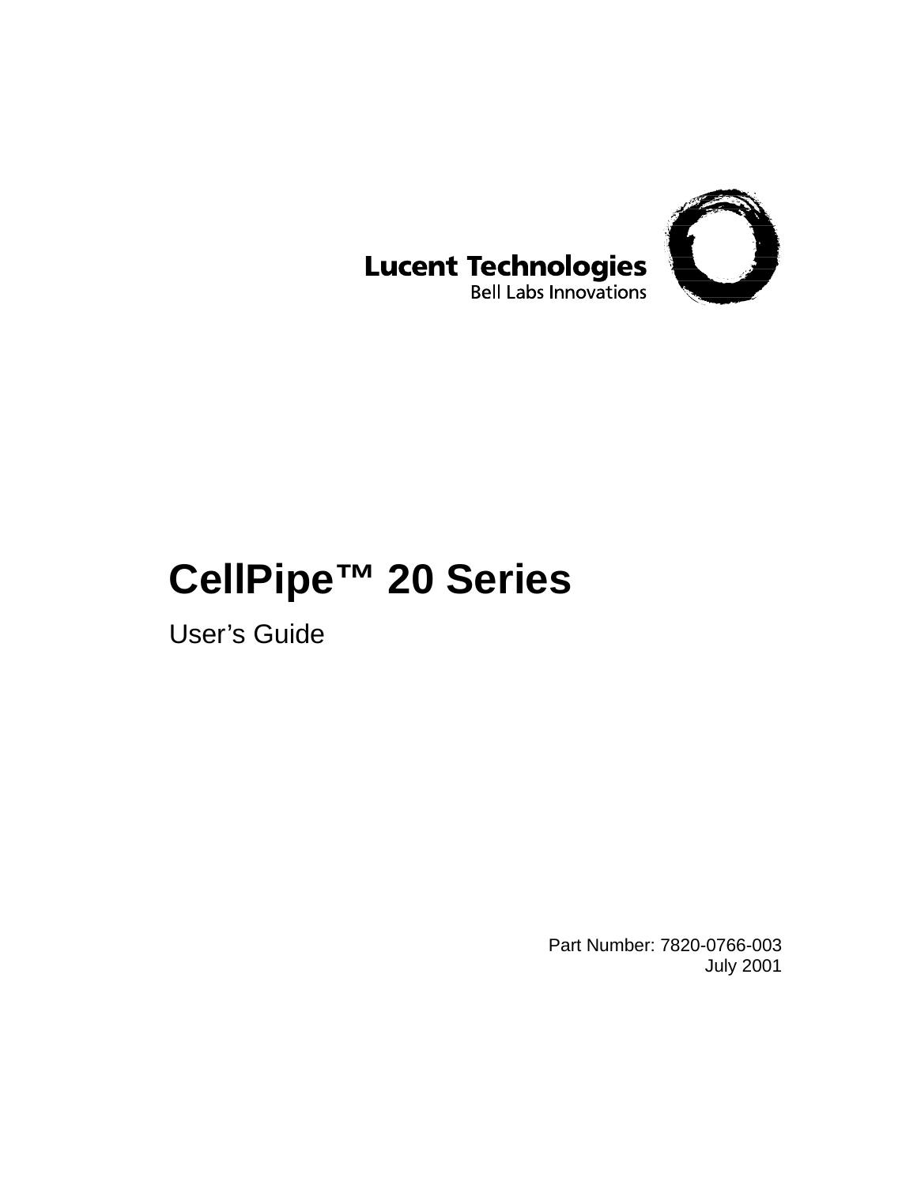Lucent Technologies
Bell Labs Innovations

# CellPipe™ 20 Series

User's Guide

Part Number: 7820-0766-003
July 2001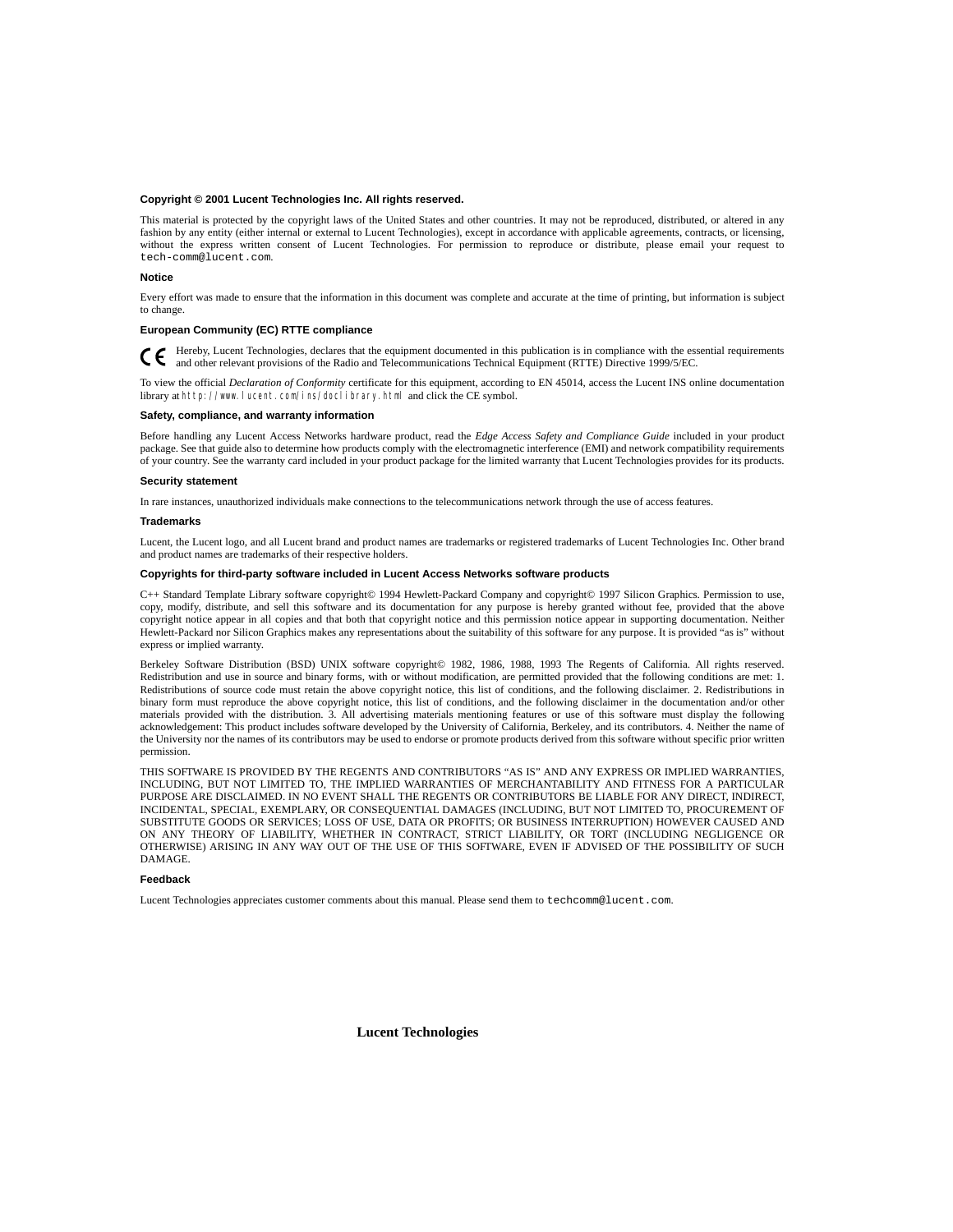**Copyright © 2001 Lucent Technologies Inc. All rights reserved.**

This material is protected by the copyright laws of the United States and other countries. It may not be reproduced, distributed, or altered in any fashion by any entity (either internal or external to Lucent Technologies), except in accordance with applicable agreements, contracts, or licensing, without the express written consent of Lucent Technologies. For permission to reproduce or distribute, please email your request to `tech-comm@lucent.com`.

**Notice**

Every effort was made to ensure that the information in this document was complete and accurate at the time of printing, but information is subject to change.

**European Community (EC) RTTE compliance**

CE Hereby, Lucent Technologies, declares that the equipment documented in this publication is in compliance with the essential requirements and other relevant provisions of the Radio and Telecommunications Technical Equipment (RTTE) Directive 1999/5/EC.

To view the official *Declaration of Conformity* certificate for this equipment, according to EN 45014, access the Lucent INS online documentation library at `http://www.lucent.com/ins/doclibrary.html` and click the CE symbol.

**Safety, compliance, and warranty information**

Before handling any Lucent Access Networks hardware product, read the *Edge Access Safety and Compliance Guide* included in your product package. See that guide also to determine how products comply with the electromagnetic interference (EMI) and network compatibility requirements of your country. See the warranty card included in your product package for the limited warranty that Lucent Technologies provides for its products.

**Security statement**

In rare instances, unauthorized individuals make connections to the telecommunications network through the use of access features.

**Trademarks**

Lucent, the Lucent logo, and all Lucent brand and product names are trademarks or registered trademarks of Lucent Technologies Inc. Other brand and product names are trademarks of their respective holders.

**Copyrights for third-party software included in Lucent Access Networks software products**

C++ Standard Template Library software copyright© 1994 Hewlett-Packard Company and copyright© 1997 Silicon Graphics. Permission to use, copy, modify, distribute, and sell this software and its documentation for any purpose is hereby granted without fee, provided that the above copyright notice appear in all copies and that both that copyright notice and this permission notice appear in supporting documentation. Neither Hewlett-Packard nor Silicon Graphics makes any representations about the suitability of this software for any purpose. It is provided "as is" without express or implied warranty.

Berkeley Software Distribution (BSD) UNIX software copyright© 1982, 1986, 1988, 1993 The Regents of California. All rights reserved. Redistribution and use in source and binary forms, with or without modification, are permitted provided that the following conditions are met: 1. Redistributions of source code must retain the above copyright notice, this list of conditions, and the following disclaimer. 2. Redistributions in binary form must reproduce the above copyright notice, this list of conditions, and the following disclaimer in the documentation and/or other materials provided with the distribution. 3. All advertising materials mentioning features or use of this software must display the following acknowledgement: This product includes software developed by the University of California, Berkeley, and its contributors. 4. Neither the name of the University nor the names of its contributors may be used to endorse or promote products derived from this software without specific prior written permission.

THIS SOFTWARE IS PROVIDED BY THE REGENTS AND CONTRIBUTORS "AS IS" AND ANY EXPRESS OR IMPLIED WARRANTIES, INCLUDING, BUT NOT LIMITED TO, THE IMPLIED WARRANTIES OF MERCHANTABILITY AND FITNESS FOR A PARTICULAR PURPOSE ARE DISCLAIMED. IN NO EVENT SHALL THE REGENTS OR CONTRIBUTORS BE LIABLE FOR ANY DIRECT, INDIRECT, INCIDENTAL, SPECIAL, EXEMPLARY, OR CONSEQUENTIAL DAMAGES (INCLUDING, BUT NOT LIMITED TO, PROCUREMENT OF SUBSTITUTE GOODS OR SERVICES; LOSS OF USE, DATA OR PROFITS; OR BUSINESS INTERRUPTION) HOWEVER CAUSED AND ON ANY THEORY OF LIABILITY, WHETHER IN CONTRACT, STRICT LIABILITY, OR TORT (INCLUDING NEGLIGENCE OR OTHERWISE) ARISING IN ANY WAY OUT OF THE USE OF THIS SOFTWARE, EVEN IF ADVISED OF THE POSSIBILITY OF SUCH DAMAGE.

**Feedback**

Lucent Technologies appreciates customer comments about this manual. Please send them to `techcomm@lucent.com`.

**Lucent Technologies**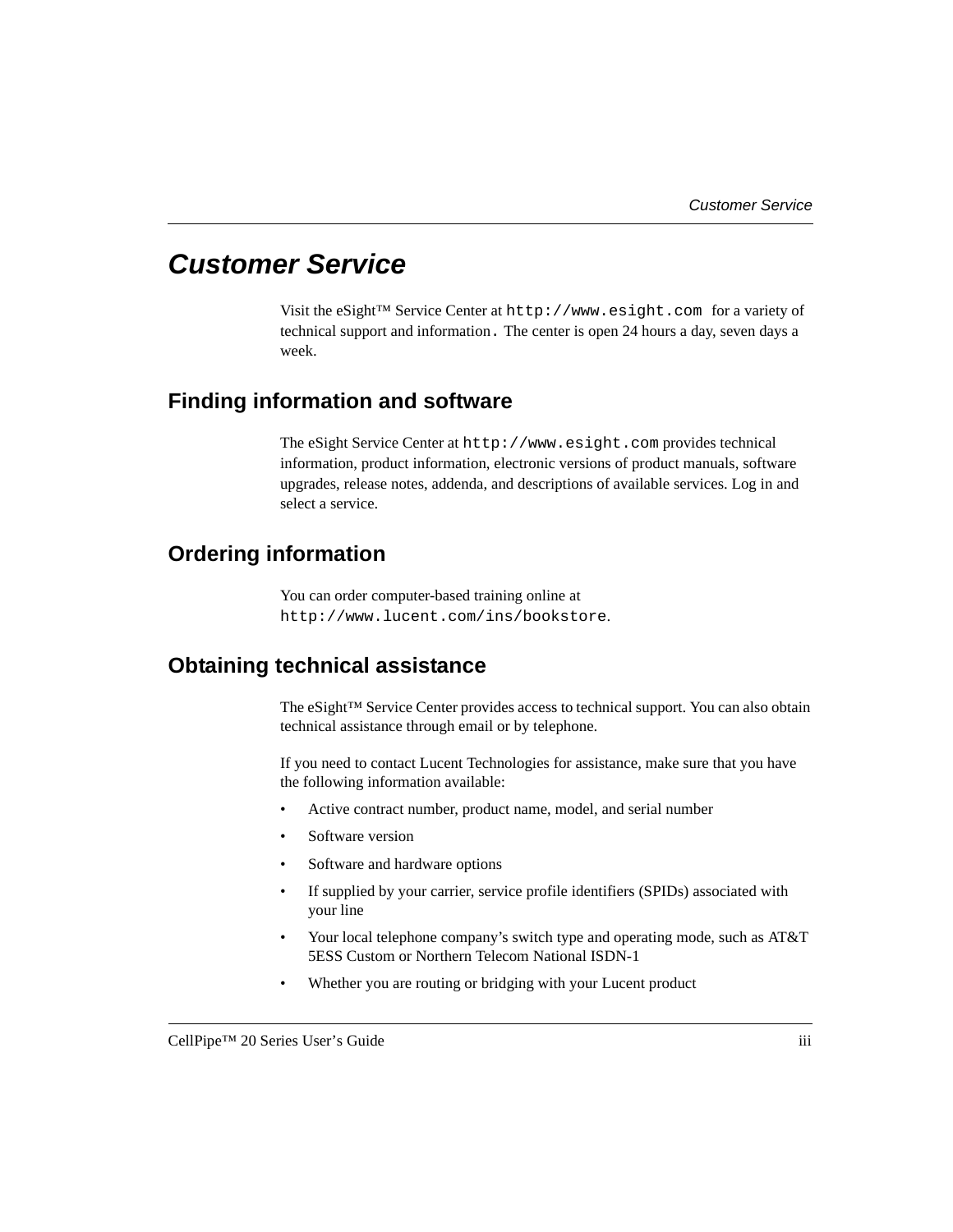# Customer Service

Visit the eSight™ Service Center at `http://www.esight.com` for a variety of technical support and information. The center is open 24 hours a day, seven days a week.

## Finding information and software

The eSight Service Center at `http://www.esight.com` provides technical information, product information, electronic versions of product manuals, software upgrades, release notes, addenda, and descriptions of available services. Log in and select a service.

## Ordering information

You can order computer-based training online at `http://www.lucent.com/ins/bookstore`.

## Obtaining technical assistance

The eSight™ Service Center provides access to technical support. You can also obtain technical assistance through email or by telephone.

If you need to contact Lucent Technologies for assistance, make sure that you have the following information available:

- Active contract number, product name, model, and serial number
- Software version
- Software and hardware options
- If supplied by your carrier, service profile identifiers (SPIDs) associated with your line
- Your local telephone company's switch type and operating mode, such as AT&T 5ESS Custom or Northern Telecom National ISDN-1
- Whether you are routing or bridging with your Lucent product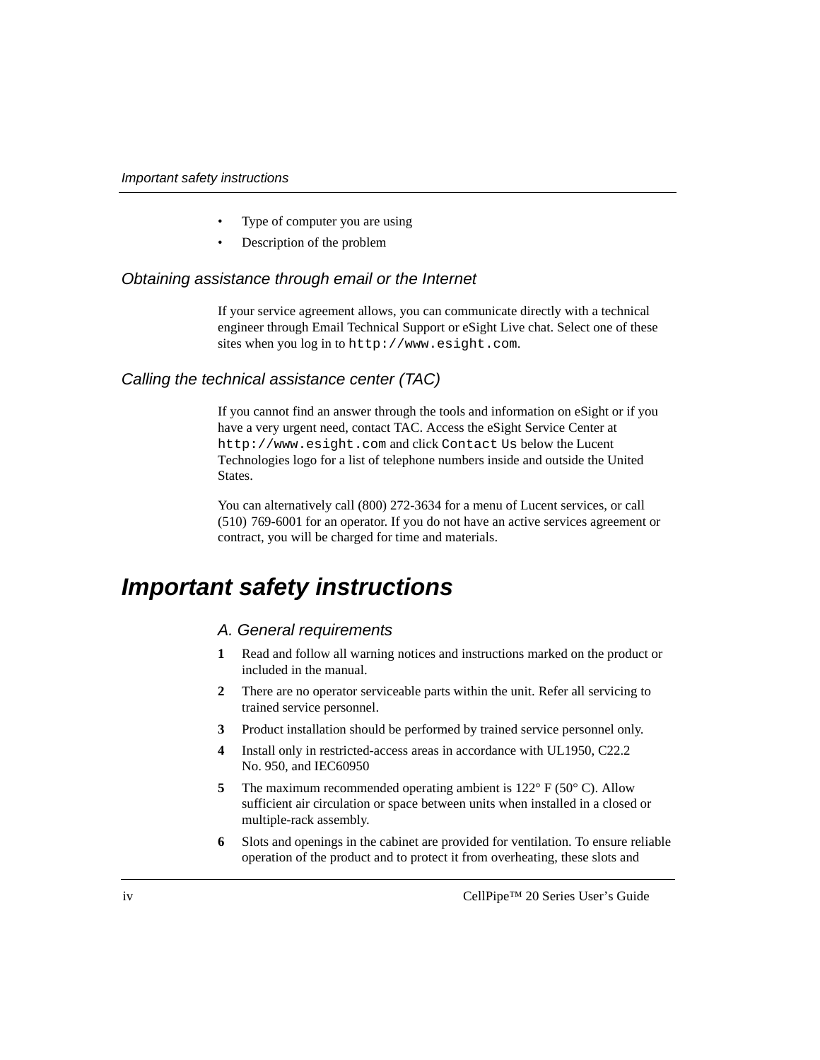- Type of computer you are using
- Description of the problem

### Obtaining assistance through email or the Internet

If your service agreement allows, you can communicate directly with a technical engineer through Email Technical Support or eSight Live chat. Select one of these sites when you log in to `http://www.esight.com`.

### Calling the technical assistance center (TAC)

If you cannot find an answer through the tools and information on eSight or if you have a very urgent need, contact TAC. Access the eSight Service Center at `http://www.esight.com` and click `Contact Us` below the Lucent Technologies logo for a list of telephone numbers inside and outside the United States.

You can alternatively call (800) 272-3634 for a menu of Lucent services, or call (510) 769-6001 for an operator. If you do not have an active services agreement or contract, you will be charged for time and materials.

## Important safety instructions

### A. General requirements

1. Read and follow all warning notices and instructions marked on the product or included in the manual.
2. There are no operator serviceable parts within the unit. Refer all servicing to trained service personnel.
3. Product installation should be performed by trained service personnel only.
4. Install only in restricted-access areas in accordance with UL1950, C22.2 No. 950, and IEC60950
5. The maximum recommended operating ambient is 122° F (50° C). Allow sufficient air circulation or space between units when installed in a closed or multiple-rack assembly.
6. Slots and openings in the cabinet are provided for ventilation. To ensure reliable operation of the product and to protect it from overheating, these slots and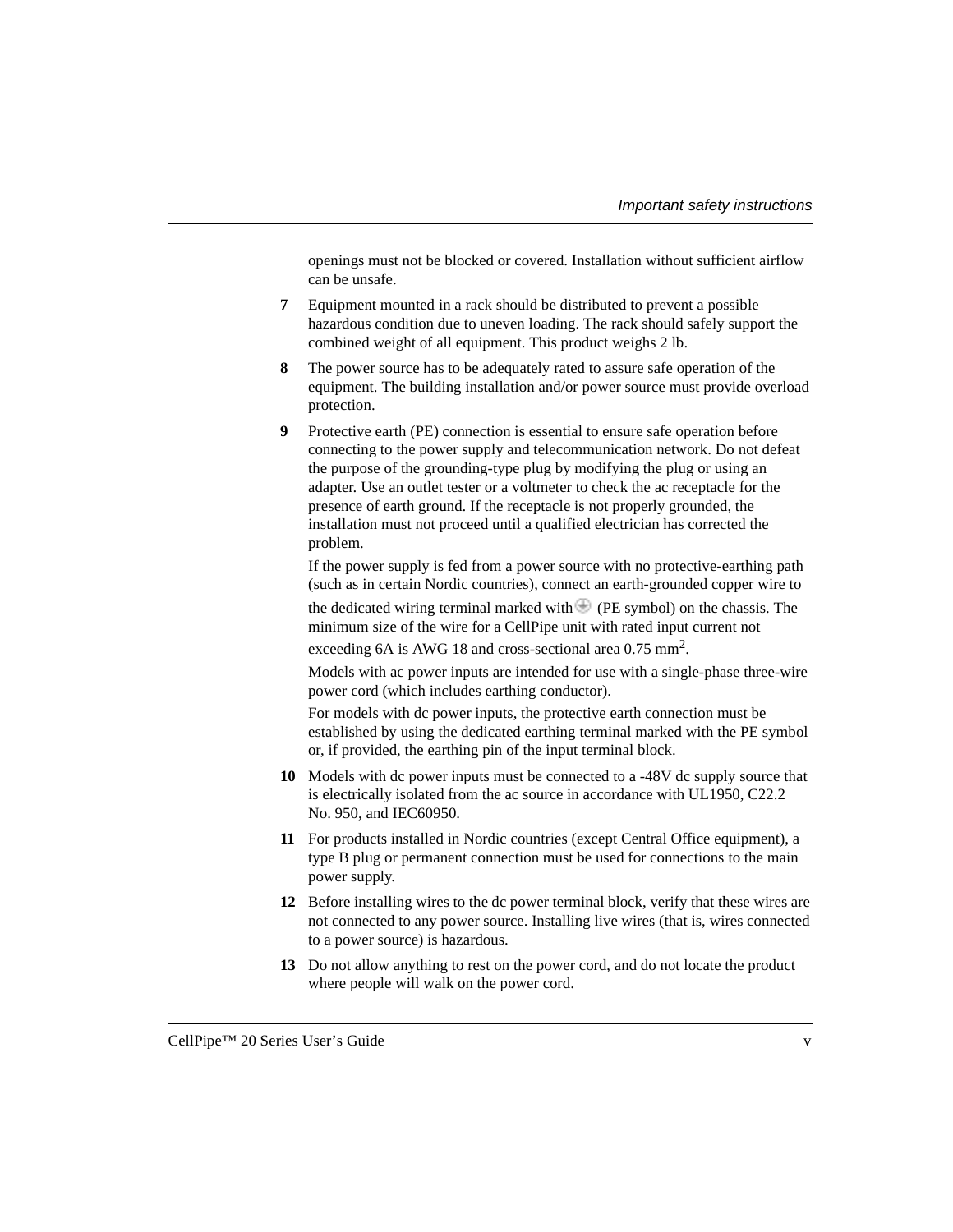openings must not be blocked or covered. Installation without sufficient airflow can be unsafe.

7. Equipment mounted in a rack should be distributed to prevent a possible hazardous condition due to uneven loading. The rack should safely support the combined weight of all equipment. This product weighs 2 lb.

8. The power source has to be adequately rated to assure safe operation of the equipment. The building installation and/or power source must provide overload protection.

9. Protective earth (PE) connection is essential to ensure safe operation before connecting to the power supply and telecommunication network. Do not defeat the purpose of the grounding-type plug by modifying the plug or using an adapter. Use an outlet tester or a voltmeter to check the ac receptacle for the presence of earth ground. If the receptacle is not properly grounded, the installation must not proceed until a qualified electrician has corrected the problem.

   If the power supply is fed from a power source with no protective-earthing path (such as in certain Nordic countries), connect an earth-grounded copper wire to the dedicated wiring terminal marked with ⏚ (PE symbol) on the chassis. The minimum size of the wire for a CellPipe unit with rated input current not exceeding 6A is AWG 18 and cross-sectional area 0.75 $mm^2$.

   Models with ac power inputs are intended for use with a single-phase three-wire power cord (which includes earthing conductor).

   For models with dc power inputs, the protective earth connection must be established by using the dedicated earthing terminal marked with the PE symbol or, if provided, the earthing pin of the input terminal block.

10. Models with dc power inputs must be connected to a -48V dc supply source that is electrically isolated from the ac source in accordance with UL1950, C22.2 No. 950, and IEC60950.

11. For products installed in Nordic countries (except Central Office equipment), a type B plug or permanent connection must be used for connections to the main power supply.

12. Before installing wires to the dc power terminal block, verify that these wires are not connected to any power source. Installing live wires (that is, wires connected to a power source) is hazardous.

13. Do not allow anything to rest on the power cord, and do not locate the product where people will walk on the power cord.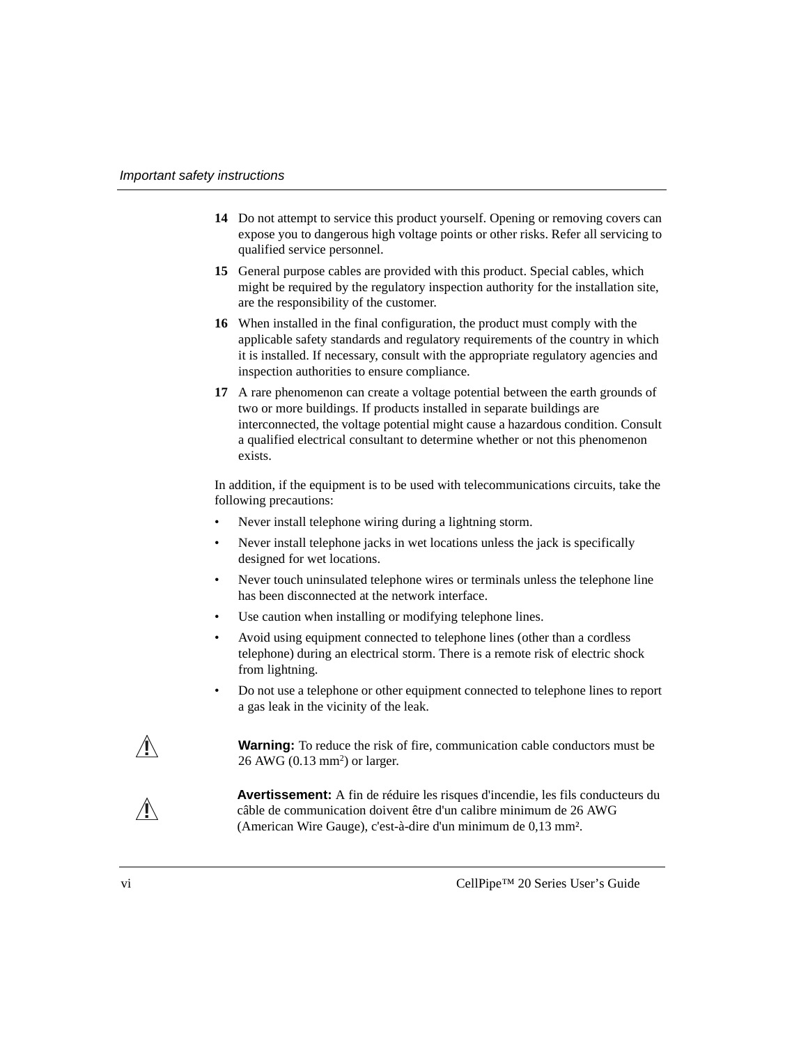14. Do not attempt to service this product yourself. Opening or removing covers can expose you to dangerous high voltage points or other risks. Refer all servicing to qualified service personnel.
15. General purpose cables are provided with this product. Special cables, which might be required by the regulatory inspection authority for the installation site, are the responsibility of the customer.
16. When installed in the final configuration, the product must comply with the applicable safety standards and regulatory requirements of the country in which it is installed. If necessary, consult with the appropriate regulatory agencies and inspection authorities to ensure compliance.
17. A rare phenomenon can create a voltage potential between the earth grounds of two or more buildings. If products installed in separate buildings are interconnected, the voltage potential might cause a hazardous condition. Consult a qualified electrical consultant to determine whether or not this phenomenon exists.

In addition, if the equipment is to be used with telecommunications circuits, take the following precautions:

- Never install telephone wiring during a lightning storm.
- Never install telephone jacks in wet locations unless the jack is specifically designed for wet locations.
- Never touch uninsulated telephone wires or terminals unless the telephone line has been disconnected at the network interface.
- Use caution when installing or modifying telephone lines.
- Avoid using equipment connected to telephone lines (other than a cordless telephone) during an electrical storm. There is a remote risk of electric shock from lightning.
- Do not use a telephone or other equipment connected to telephone lines to report a gas leak in the vicinity of the leak.

⚠ **Warning:** To reduce the risk of fire, communication cable conductors must be 26 AWG (0.13 mm²) or larger.

⚠ **Avertissement:** A fin de réduire les risques d'incendie, les fils conducteurs du câble de communication doivent être d'un calibre minimum de 26 AWG (American Wire Gauge), c'est-à-dire d'un minimum de 0,13 mm².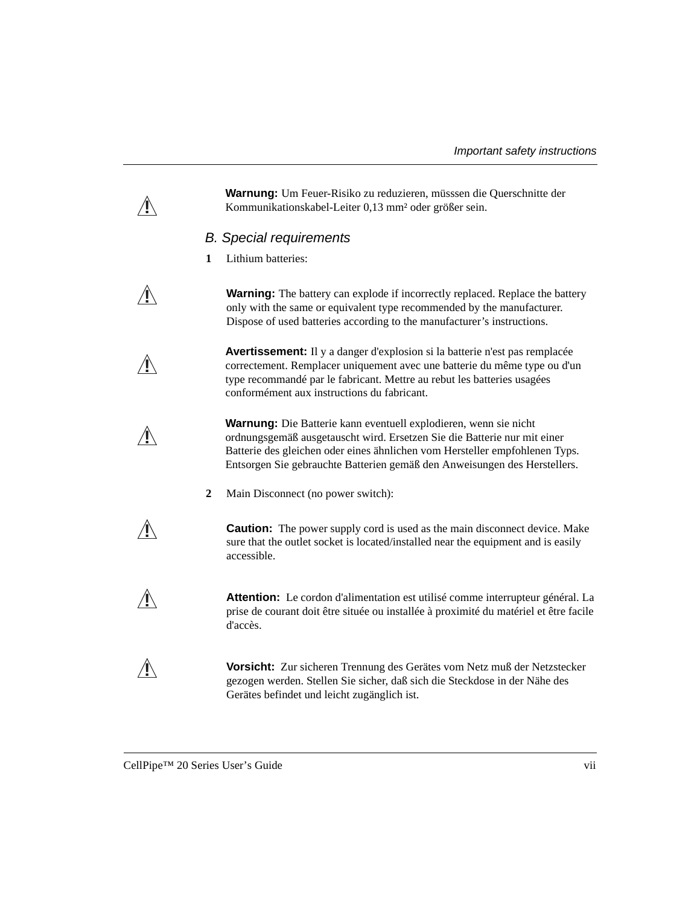**Warnung:** Um Feuer-Risiko zu reduzieren, müsssen die Querschnitte der Kommunikationskabel-Leiter 0,13 mm² oder größer sein.

### *B. Special requirements*

**1** Lithium batteries:

**Warning:** The battery can explode if incorrectly replaced. Replace the battery only with the same or equivalent type recommended by the manufacturer. Dispose of used batteries according to the manufacturer's instructions.

**Avertissement:** Il y a danger d'explosion si la batterie n'est pas remplacée correctement. Remplacer uniquement avec une batterie du même type ou d'un type recommandé par le fabricant. Mettre au rebut les batteries usagées conformément aux instructions du fabricant.

**Warnung:** Die Batterie kann eventuell explodieren, wenn sie nicht ordnungsgemäß ausgetauscht wird. Ersetzen Sie die Batterie nur mit einer Batterie des gleichen oder eines ähnlichen vom Hersteller empfohlenen Typs. Entsorgen Sie gebrauchte Batterien gemäß den Anweisungen des Herstellers.

**2** Main Disconnect (no power switch):

**Caution:** The power supply cord is used as the main disconnect device. Make sure that the outlet socket is located/installed near the equipment and is easily accessible.

**Attention:** Le cordon d'alimentation est utilisé comme interrupteur général. La prise de courant doit être située ou installée à proximité du matériel et être facile d'accès.

**Vorsicht:** Zur sicheren Trennung des Gerätes vom Netz muß der Netzstecker gezogen werden. Stellen Sie sicher, daß sich die Steckdose in der Nähe des Gerätes befindet und leicht zugänglich ist.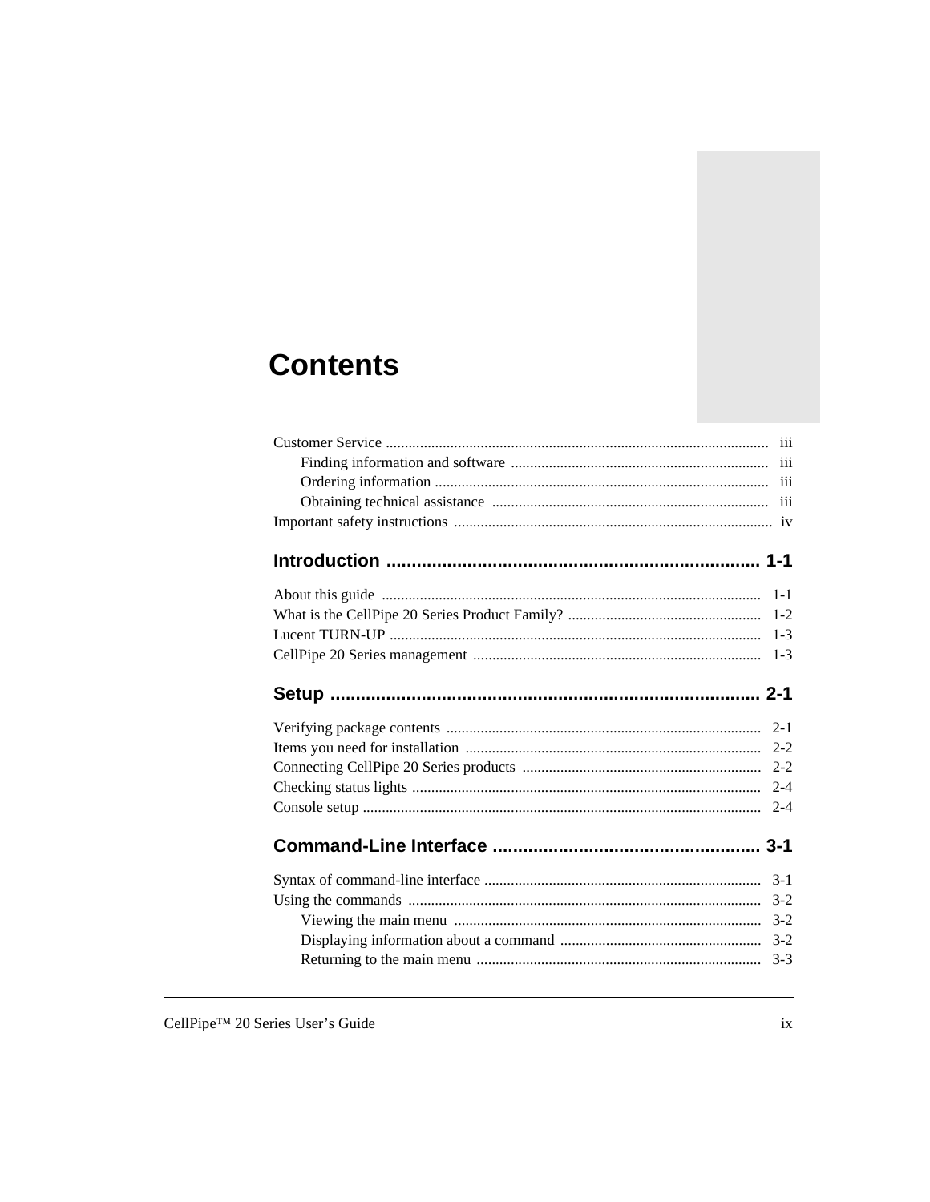# Contents

Customer Service ..................................................................................................... iii

Finding information and software .................................................................... iii

Ordering information ........................................................................................ iii

Obtaining technical assistance ......................................................................... iii

Important safety instructions .................................................................................... iv

## Introduction .......................................................................... 1-1

About this guide .................................................................................................... 1-1

What is the CellPipe 20 Series Product Family? ................................................... 1-2

Lucent TURN-UP .................................................................................................. 1-3

CellPipe 20 Series management ............................................................................ 1-3

## Setup ...................................................................................... 2-1

Verifying package contents ................................................................................... 2-1

Items you need for installation .............................................................................. 2-2

Connecting CellPipe 20 Series products ............................................................... 2-2

Checking status lights ............................................................................................ 2-4

Console setup ......................................................................................................... 2-4

## Command-Line Interface ..................................................... 3-1

Syntax of command-line interface ......................................................................... 3-1

Using the commands ............................................................................................. 3-2

Viewing the main menu ................................................................................. 3-2

Displaying information about a command ...................................................... 3-2

Returning to the main menu ........................................................................... 3-3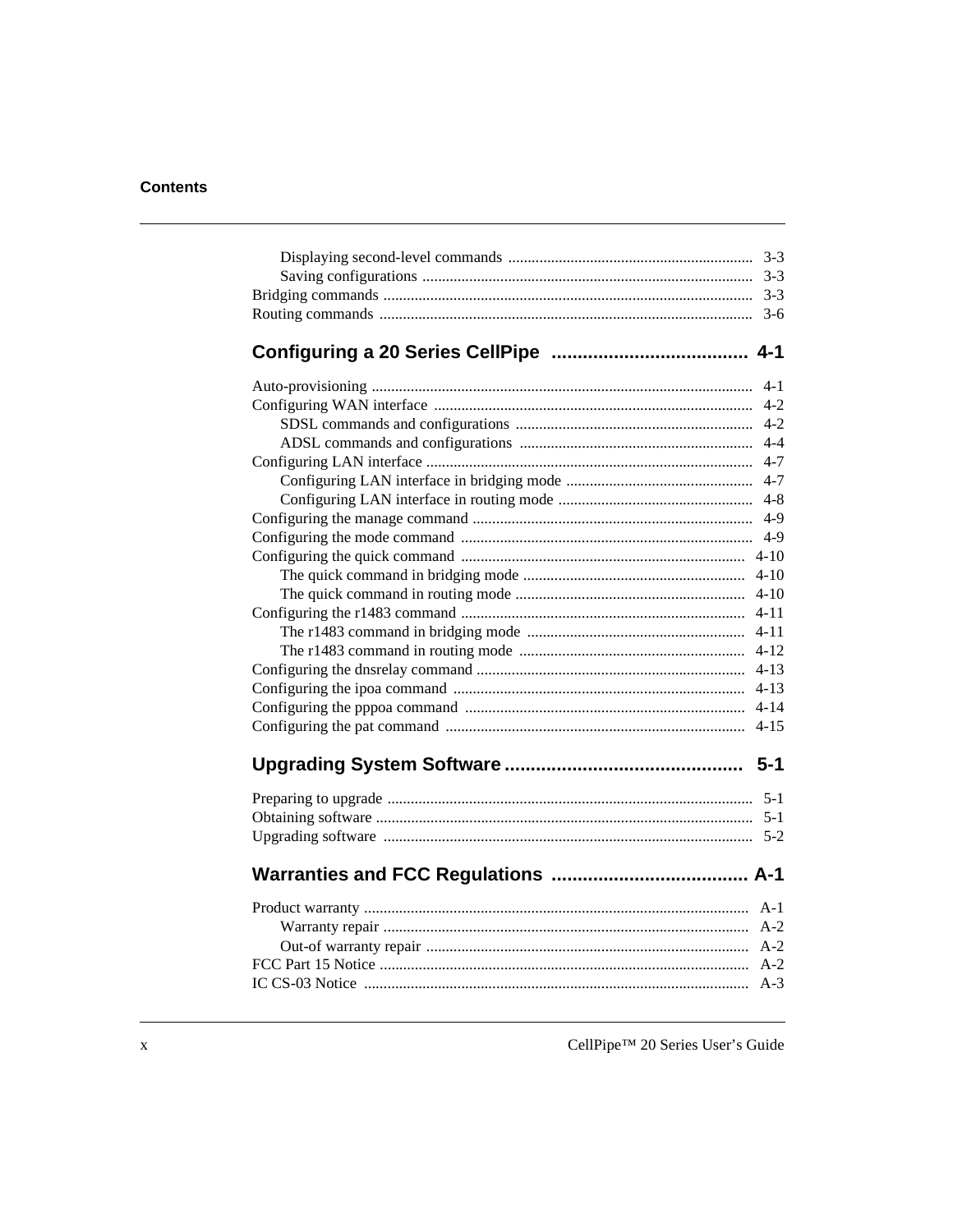Displaying second-level commands ............................................................... 3-3
Saving configurations ..................................................................................... 3-3
Bridging commands ............................................................................................... 3-3
Routing commands ................................................................................................ 3-6

## Configuring a 20 Series CellPipe ...................................... 4-1

Auto-provisioning .................................................................................................. 4-1
Configuring WAN interface .................................................................................. 4-2
SDSL commands and configurations ............................................................. 4-2
ADSL commands and configurations ............................................................ 4-4
Configuring LAN interface .................................................................................... 4-7
Configuring LAN interface in bridging mode ................................................ 4-7
Configuring LAN interface in routing mode .................................................. 4-8
Configuring the manage command ........................................................................ 4-9
Configuring the mode command ........................................................................... 4-9
Configuring the quick command ......................................................................... 4-10
The quick command in bridging mode ......................................................... 4-10
The quick command in routing mode ........................................................... 4-10
Configuring the r1483 command ......................................................................... 4-11
The r1483 command in bridging mode ........................................................ 4-11
The r1483 command in routing mode .......................................................... 4-12
Configuring the dnsrelay command ..................................................................... 4-13
Configuring the ipoa command ........................................................................... 4-13
Configuring the pppoa command ........................................................................ 4-14
Configuring the pat command ............................................................................. 4-15

## Upgrading System Software ............................................. 5-1

Preparing to upgrade ............................................................................................. 5-1
Obtaining software ................................................................................................ 5-1
Upgrading software .............................................................................................. 5-2

## Warranties and FCC Regulations ...................................... A-1

Product warranty .................................................................................................. A-1
Warranty repair ............................................................................................. A-2
Out-of warranty repair .................................................................................. A-2
FCC Part 15 Notice .............................................................................................. A-2
IC CS-03 Notice ................................................................................................... A-3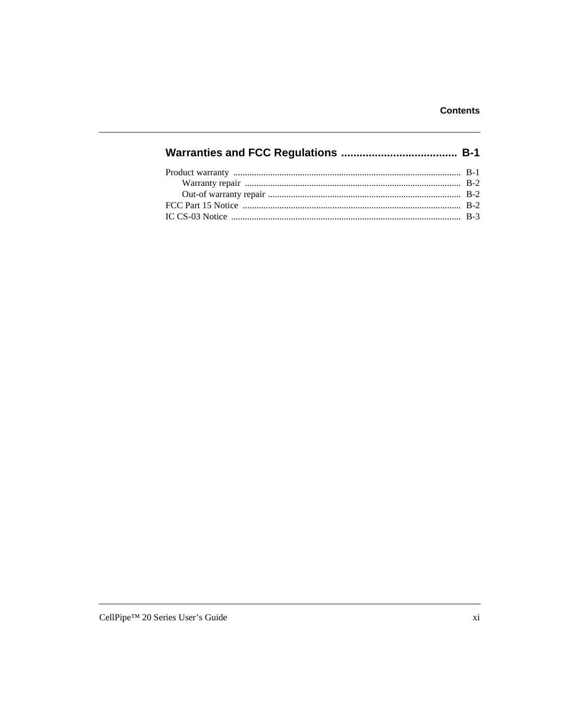## Warranties and FCC Regulations ...................................... B-1

Product warranty ..................................................................................................... B-1

  Warranty repair ............................................................................................. B-2

  Out-of warranty repair .................................................................................... B-2

FCC Part 15 Notice ................................................................................................ B-2

IC CS-03 Notice ..................................................................................................... B-3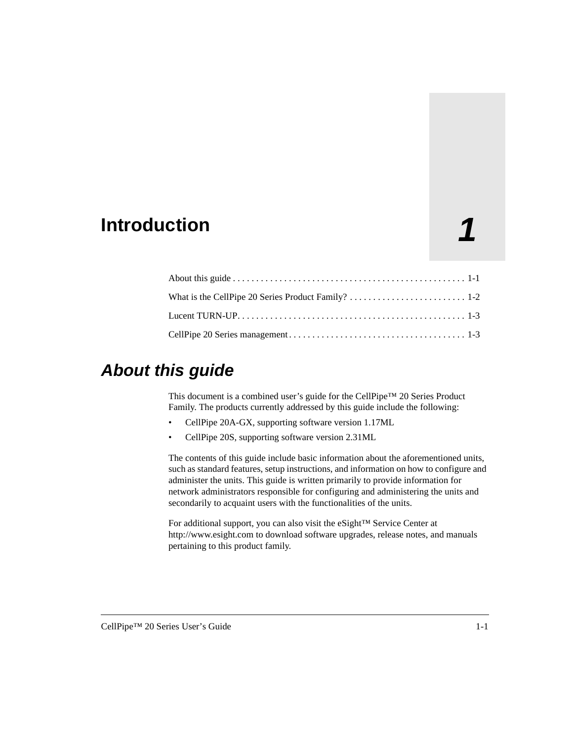# 1 Introduction

About this guide . . . . . . . . . . . . . . . . . . . . . . . . . . . . . . . . . . . . . . . . . . . . . . . . . 1-1

What is the CellPipe 20 Series Product Family? . . . . . . . . . . . . . . . . . . . . . . . . . 1-2

Lucent TURN-UP. . . . . . . . . . . . . . . . . . . . . . . . . . . . . . . . . . . . . . . . . . . . . . . . . 1-3

CellPipe 20 Series management . . . . . . . . . . . . . . . . . . . . . . . . . . . . . . . . . . . . . 1-3

## *About this guide*

This document is a combined user's guide for the CellPipe™ 20 Series Product Family. The products currently addressed by this guide include the following:

- CellPipe 20A-GX, supporting software version 1.17ML
- CellPipe 20S, supporting software version 2.31ML

The contents of this guide include basic information about the aforementioned units, such as standard features, setup instructions, and information on how to configure and administer the units. This guide is written primarily to provide information for network administrators responsible for configuring and administering the units and secondarily to acquaint users with the functionalities of the units.

For additional support, you can also visit the eSight™ Service Center at http://www.esight.com to download software upgrades, release notes, and manuals pertaining to this product family.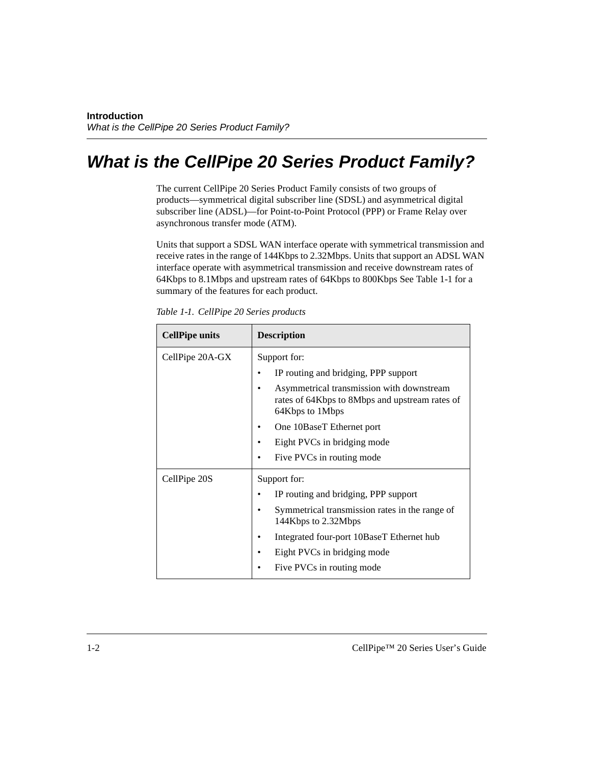# What is the CellPipe 20 Series Product Family?

The current CellPipe 20 Series Product Family consists of two groups of products—symmetrical digital subscriber line (SDSL) and asymmetrical digital subscriber line (ADSL)—for Point-to-Point Protocol (PPP) or Frame Relay over asynchronous transfer mode (ATM).

Units that support a SDSL WAN interface operate with symmetrical transmission and receive rates in the range of 144Kbps to 2.32Mbps. Units that support an ADSL WAN interface operate with asymmetrical transmission and receive downstream rates of 64Kbps to 8.1Mbps and upstream rates of 64Kbps to 800Kbps See Table 1-1 for a summary of the features for each product.

*Table 1-1. CellPipe 20 Series products*

| CellPipe units | Description |
|---|---|
| CellPipe 20A-GX | Support for:<br>• IP routing and bridging, PPP support<br>• Asymmetrical transmission with downstream rates of 64Kbps to 8Mbps and upstream rates of 64Kbps to 1Mbps<br>• One 10BaseT Ethernet port<br>• Eight PVCs in bridging mode<br>• Five PVCs in routing mode |
| CellPipe 20S | Support for:<br>• IP routing and bridging, PPP support<br>• Symmetrical transmission rates in the range of 144Kbps to 2.32Mbps<br>• Integrated four-port 10BaseT Ethernet hub<br>• Eight PVCs in bridging mode<br>• Five PVCs in routing mode |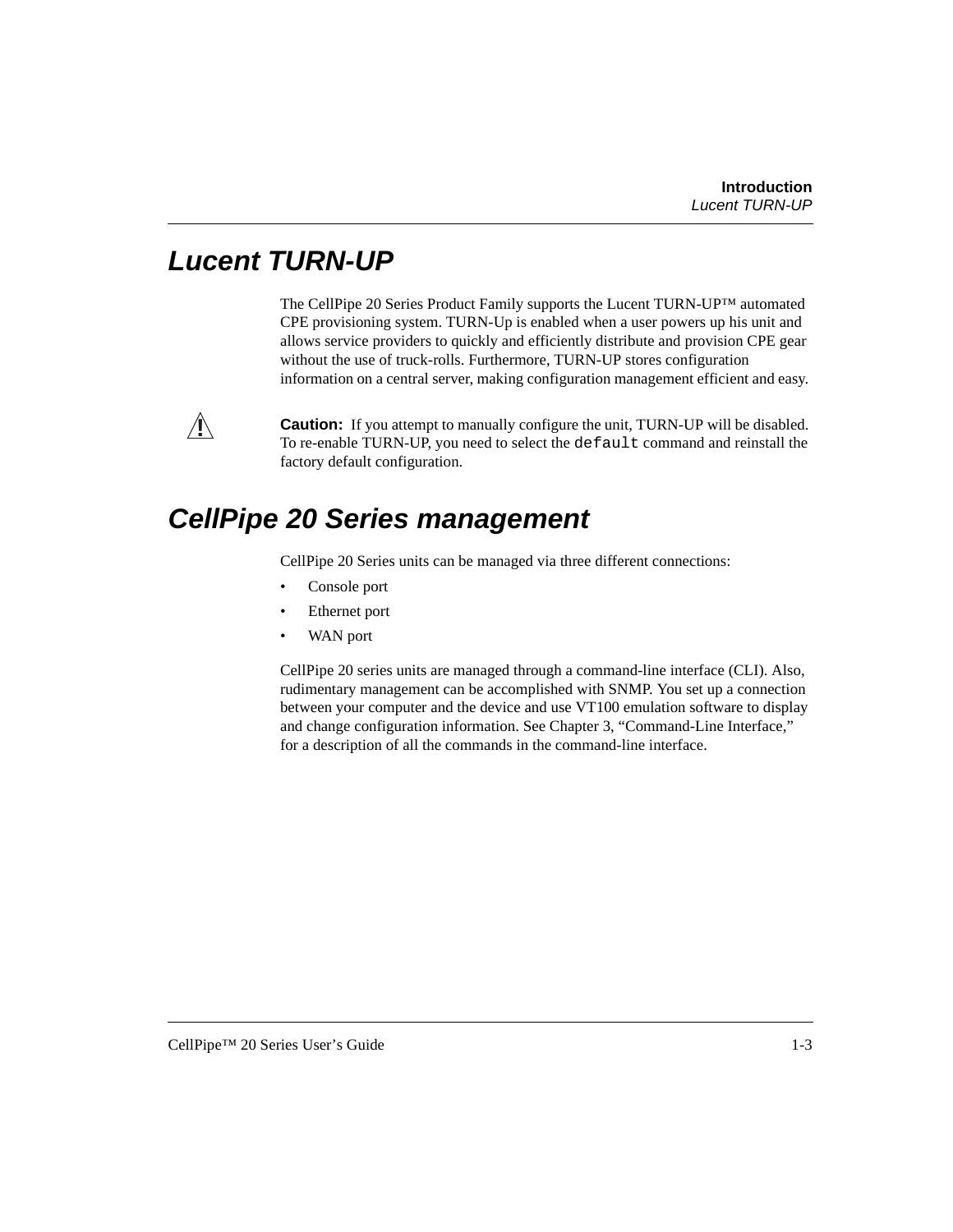## Lucent TURN-UP

The CellPipe 20 Series Product Family supports the Lucent TURN-UP™ automated CPE provisioning system. TURN-Up is enabled when a user powers up his unit and allows service providers to quickly and efficiently distribute and provision CPE gear without the use of truck-rolls. Furthermore, TURN-UP stores configuration information on a central server, making configuration management efficient and easy.

**Caution:** If you attempt to manually configure the unit, TURN-UP will be disabled. To re-enable TURN-UP, you need to select the `default` command and reinstall the factory default configuration.

## CellPipe 20 Series management

CellPipe 20 Series units can be managed via three different connections:

- Console port
- Ethernet port
- WAN port

CellPipe 20 series units are managed through a command-line interface (CLI). Also, rudimentary management can be accomplished with SNMP. You set up a connection between your computer and the device and use VT100 emulation software to display and change configuration information. See Chapter 3, "Command-Line Interface," for a description of all the commands in the command-line interface.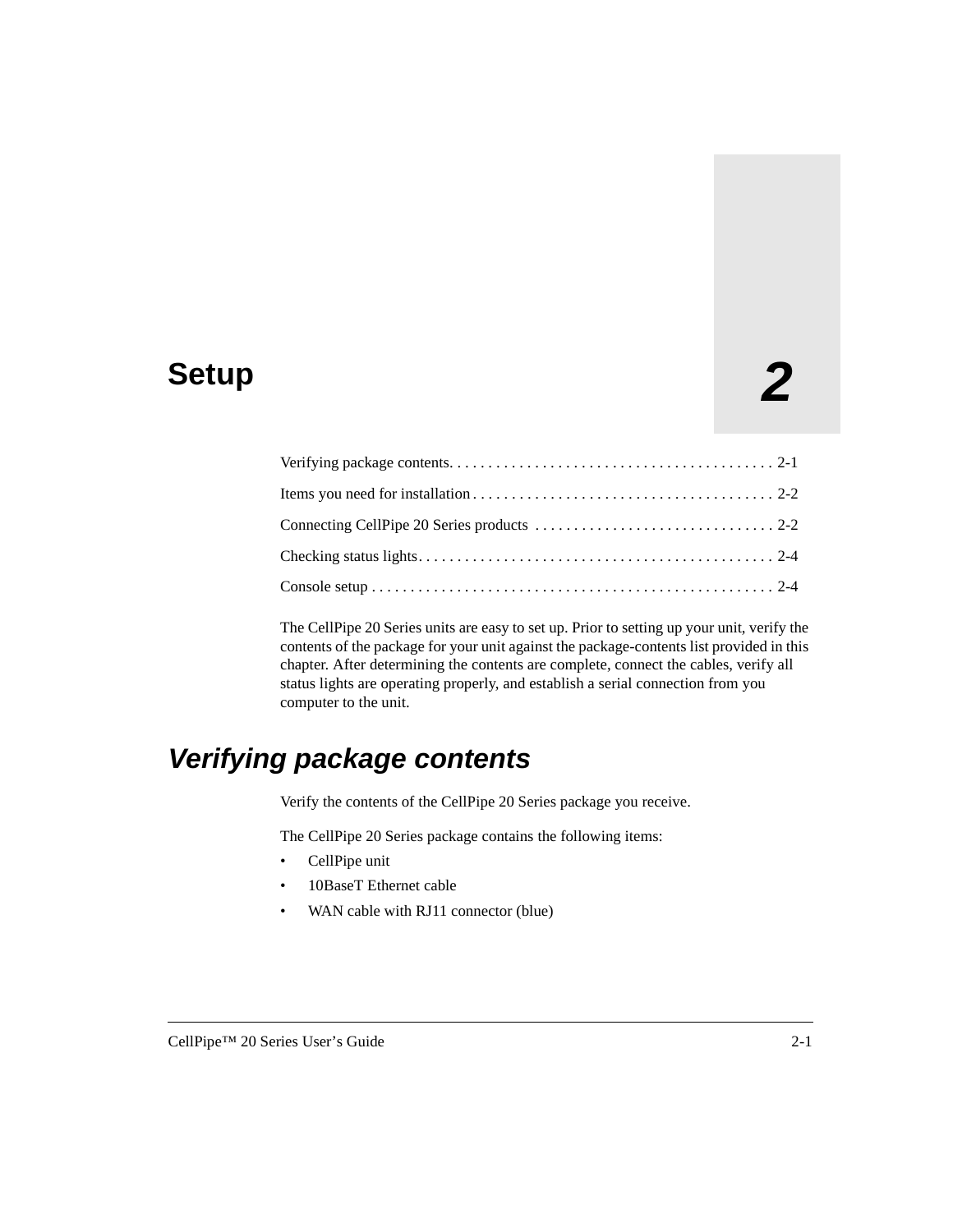# Setup

**2**

Verifying package contents. . . . . . . . . . . . . . . . . . . . . . . . . . . . . . . . . . . . . . . . . 2-1

Items you need for installation . . . . . . . . . . . . . . . . . . . . . . . . . . . . . . . . . . . . . . 2-2

Connecting CellPipe 20 Series products . . . . . . . . . . . . . . . . . . . . . . . . . . . . . . . 2-2

Checking status lights. . . . . . . . . . . . . . . . . . . . . . . . . . . . . . . . . . . . . . . . . . . . . 2-4

Console setup . . . . . . . . . . . . . . . . . . . . . . . . . . . . . . . . . . . . . . . . . . . . . . . . . . . 2-4

The CellPipe 20 Series units are easy to set up. Prior to setting up your unit, verify the contents of the package for your unit against the package-contents list provided in this chapter. After determining the contents are complete, connect the cables, verify all status lights are operating properly, and establish a serial connection from you computer to the unit.

## *Verifying package contents*

Verify the contents of the CellPipe 20 Series package you receive.

The CellPipe 20 Series package contains the following items:

- CellPipe unit
- 10BaseT Ethernet cable
- WAN cable with RJ11 connector (blue)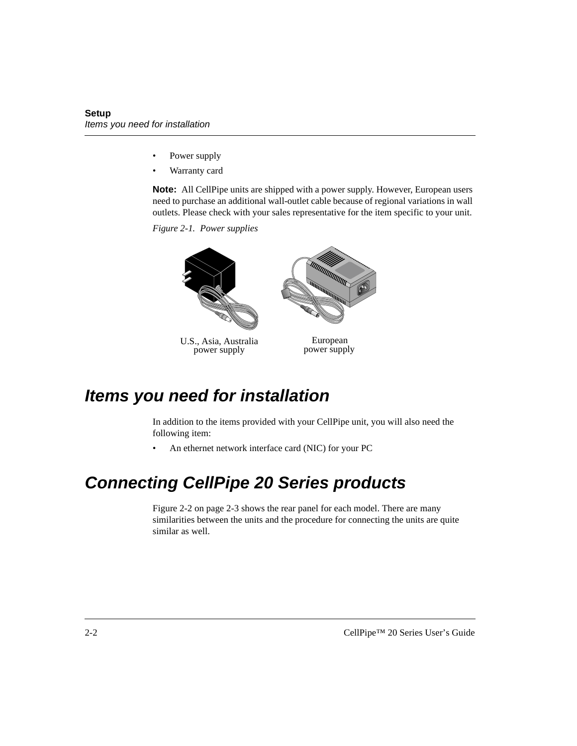- Power supply
- Warranty card

**Note:** All CellPipe units are shipped with a power supply. However, European users need to purchase an additional wall-outlet cable because of regional variations in wall outlets. Please check with your sales representative for the item specific to your unit.

*Figure 2-1. Power supplies*

U.S., Asia, Australia power supply

European power supply

## Items you need for installation

In addition to the items provided with your CellPipe unit, you will also need the following item:

- An ethernet network interface card (NIC) for your PC

## Connecting CellPipe 20 Series products

Figure 2-2 on page 2-3 shows the rear panel for each model. There are many similarities between the units and the procedure for connecting the units are quite similar as well.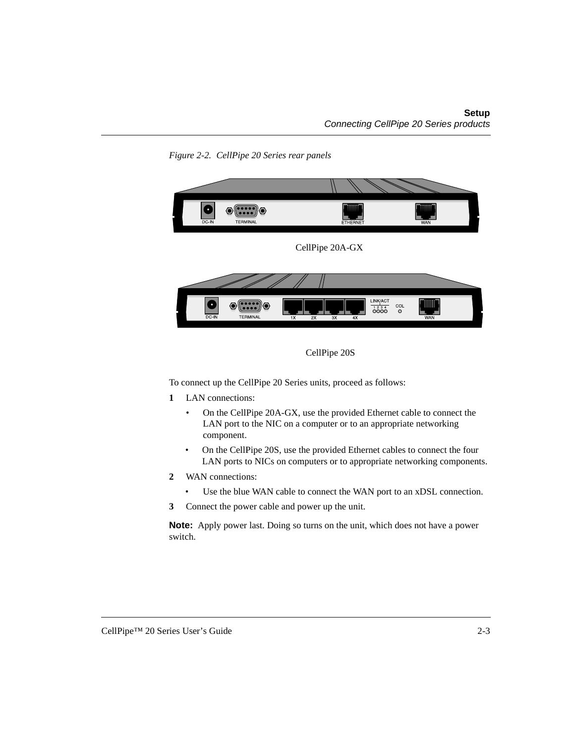*Figure 2-2. CellPipe 20 Series rear panels*

CellPipe 20A-GX

CellPipe 20S

To connect up the CellPipe 20 Series units, proceed as follows:

**1** LAN connections:

- On the CellPipe 20A-GX, use the provided Ethernet cable to connect the LAN port to the NIC on a computer or to an appropriate networking component.
- On the CellPipe 20S, use the provided Ethernet cables to connect the four LAN ports to NICs on computers or to appropriate networking components.

**2** WAN connections:

- Use the blue WAN cable to connect the WAN port to an xDSL connection.

**3** Connect the power cable and power up the unit.

**Note:** Apply power last. Doing so turns on the unit, which does not have a power switch.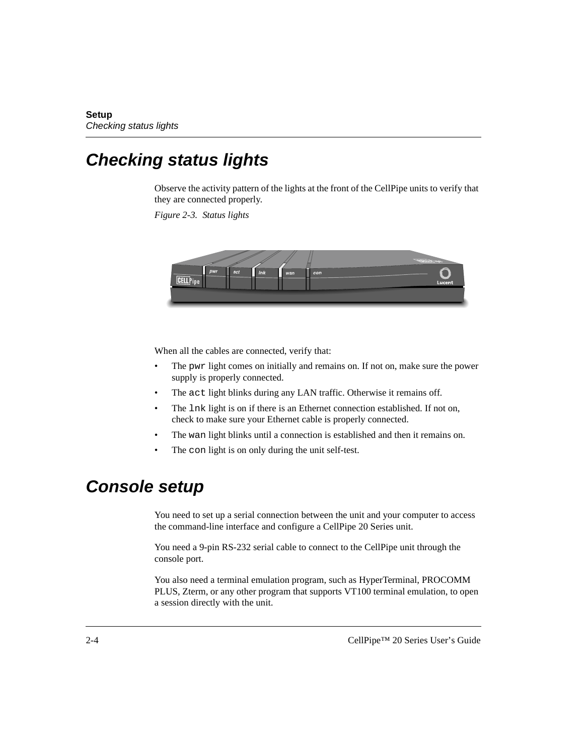## Checking status lights

Observe the activity pattern of the lights at the front of the CellPipe units to verify that they are connected properly.

*Figure 2-3. Status lights*

When all the cables are connected, verify that:

- The `pwr` light comes on initially and remains on. If not on, make sure the power supply is properly connected.
- The `act` light blinks during any LAN traffic. Otherwise it remains off.
- The `lnk` light is on if there is an Ethernet connection established. If not on, check to make sure your Ethernet cable is properly connected.
- The `wan` light blinks until a connection is established and then it remains on.
- The `con` light is on only during the unit self-test.

## Console setup

You need to set up a serial connection between the unit and your computer to access the command-line interface and configure a CellPipe 20 Series unit.

You need a 9-pin RS-232 serial cable to connect to the CellPipe unit through the console port.

You also need a terminal emulation program, such as HyperTerminal, PROCOMM PLUS, Zterm, or any other program that supports VT100 terminal emulation, to open a session directly with the unit.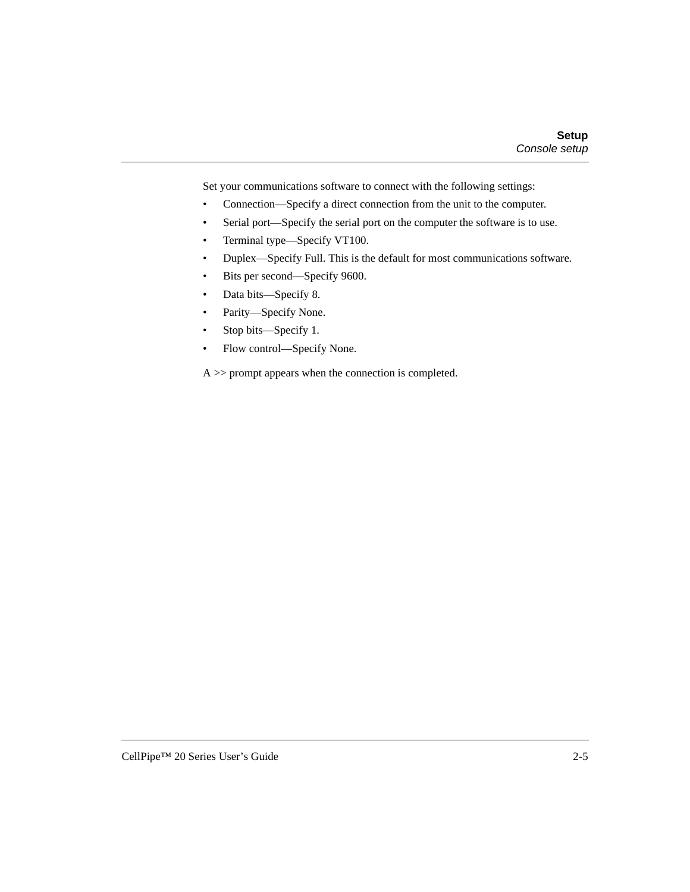Set your communications software to connect with the following settings:

- Connection—Specify a direct connection from the unit to the computer.
- Serial port—Specify the serial port on the computer the software is to use.
- Terminal type—Specify VT100.
- Duplex—Specify Full. This is the default for most communications software.
- Bits per second—Specify 9600.
- Data bits—Specify 8.
- Parity—Specify None.
- Stop bits—Specify 1.
- Flow control—Specify None.

A >> prompt appears when the connection is completed.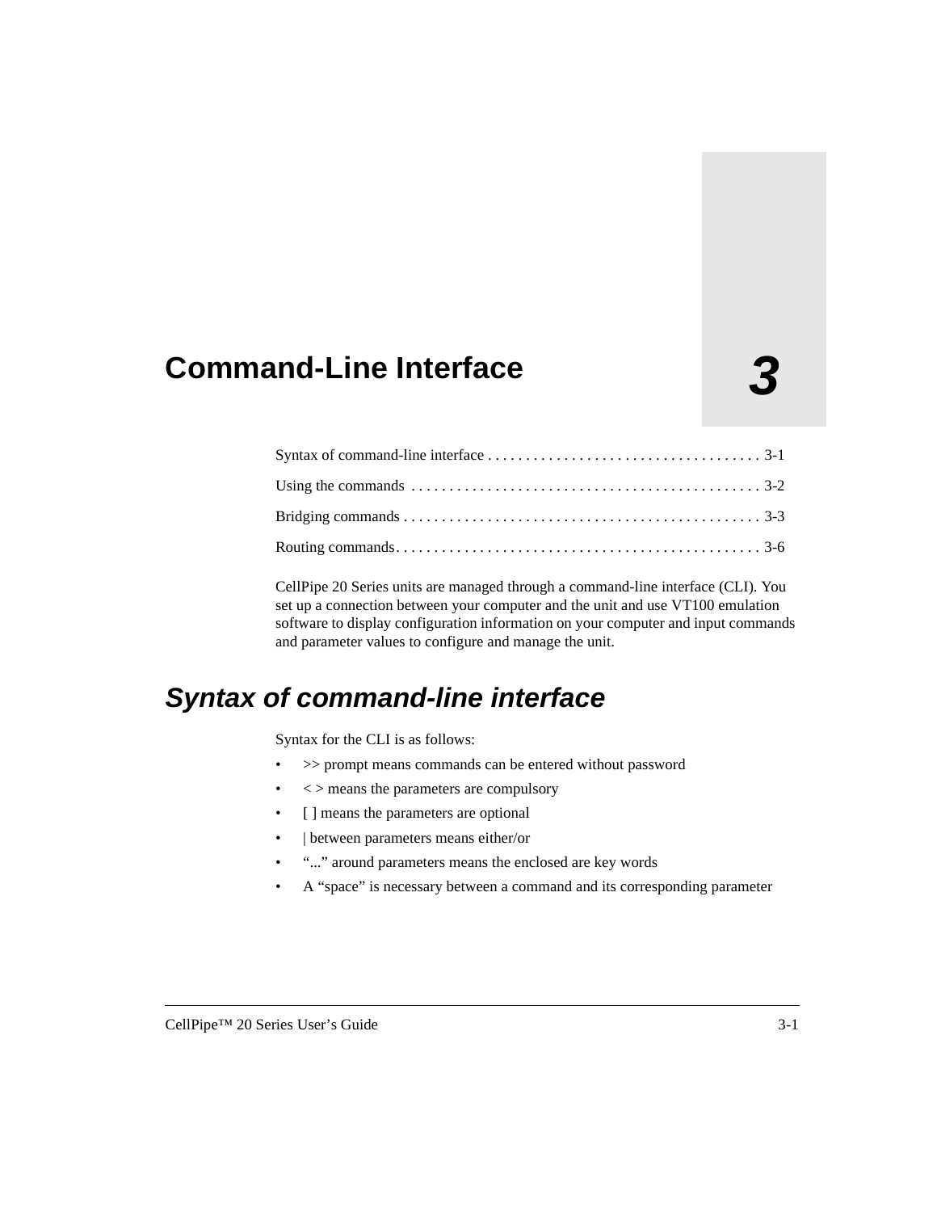# Command-Line Interface

3

Syntax of command-line interface . . . . . . . . . . . . . . . . . . . . . . . . . . . . . . . . . . . 3-1

Using the commands . . . . . . . . . . . . . . . . . . . . . . . . . . . . . . . . . . . . . . . . . . . . . 3-2

Bridging commands . . . . . . . . . . . . . . . . . . . . . . . . . . . . . . . . . . . . . . . . . . . . . . 3-3

Routing commands. . . . . . . . . . . . . . . . . . . . . . . . . . . . . . . . . . . . . . . . . . . . . . . 3-6

CellPipe 20 Series units are managed through a command-line interface (CLI). You set up a connection between your computer and the unit and use VT100 emulation software to display configuration information on your computer and input commands and parameter values to configure and manage the unit.

## *Syntax of command-line interface*

Syntax for the CLI is as follows:

- >> prompt means commands can be entered without password
- < > means the parameters are compulsory
- [ ] means the parameters are optional
- | between parameters means either/or
- "..." around parameters means the enclosed are key words
- A "space" is necessary between a command and its corresponding parameter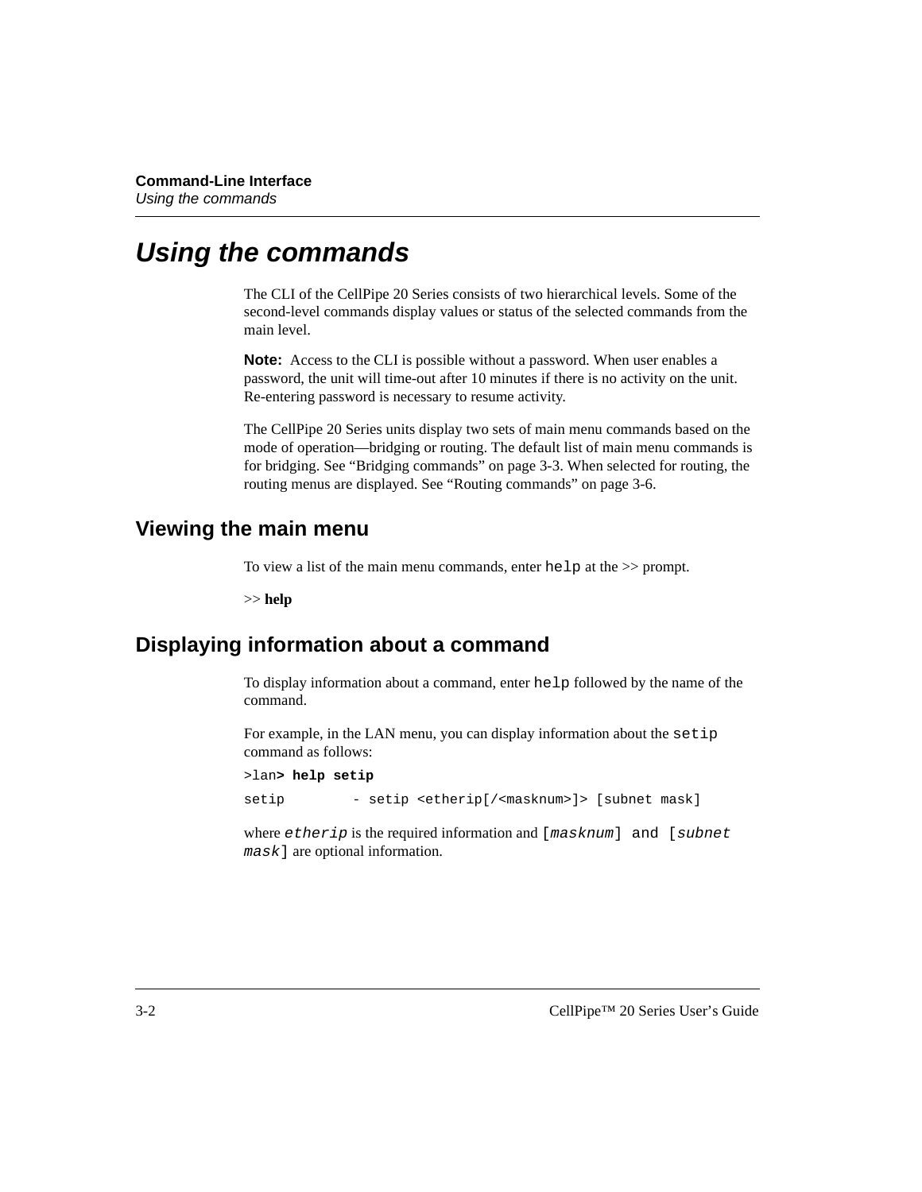# Using the commands

The CLI of the CellPipe 20 Series consists of two hierarchical levels. Some of the second-level commands display values or status of the selected commands from the main level.

**Note:** Access to the CLI is possible without a password. When user enables a password, the unit will time-out after 10 minutes if there is no activity on the unit. Re-entering password is necessary to resume activity.

The CellPipe 20 Series units display two sets of main menu commands based on the mode of operation—bridging or routing. The default list of main menu commands is for bridging. See “Bridging commands” on page 3-3. When selected for routing, the routing menus are displayed. See “Routing commands” on page 3-6.

## Viewing the main menu

To view a list of the main menu commands, enter `help` at the >> prompt.

>> **help**

## Displaying information about a command

To display information about a command, enter `help` followed by the name of the command.

For example, in the LAN menu, you can display information about the `setip` command as follows:

```
>lan> help setip

setip        - setip <etherip[/<masknum>]> [subnet mask]
```

where *etherip* is the required information and [*masknum*] and [*subnet mask*] are optional information.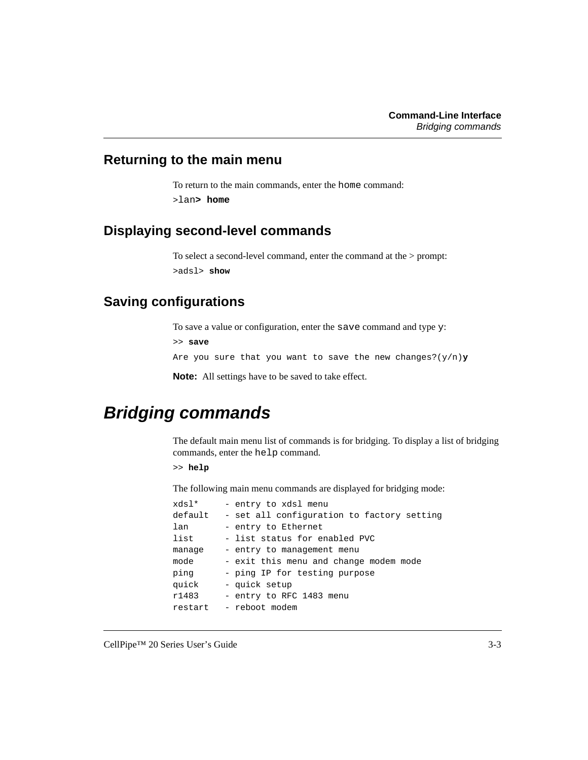## Returning to the main menu

To return to the main commands, enter the `home` command:

```
>lan> home
```

## Displaying second-level commands

To select a second-level command, enter the command at the > prompt:

```
>adsl> show
```

## Saving configurations

To save a value or configuration, enter the `save` command and type `y`:

```
>> save
Are you sure that you want to save the new changes?(y/n)y
```

**Note:** All settings have to be saved to take effect.

# *Bridging commands*

The default main menu list of commands is for bridging. To display a list of bridging commands, enter the `help` command.

```
>> help
```

The following main menu commands are displayed for bridging mode:

```
xdsl*      - entry to xdsl menu
default    - set all configuration to factory setting
lan        - entry to Ethernet
list       - list status for enabled PVC
manage     - entry to management menu
mode       - exit this menu and change modem mode
ping       - ping IP for testing purpose
quick      - quick setup
r1483      - entry to RFC 1483 menu
restart    - reboot modem
```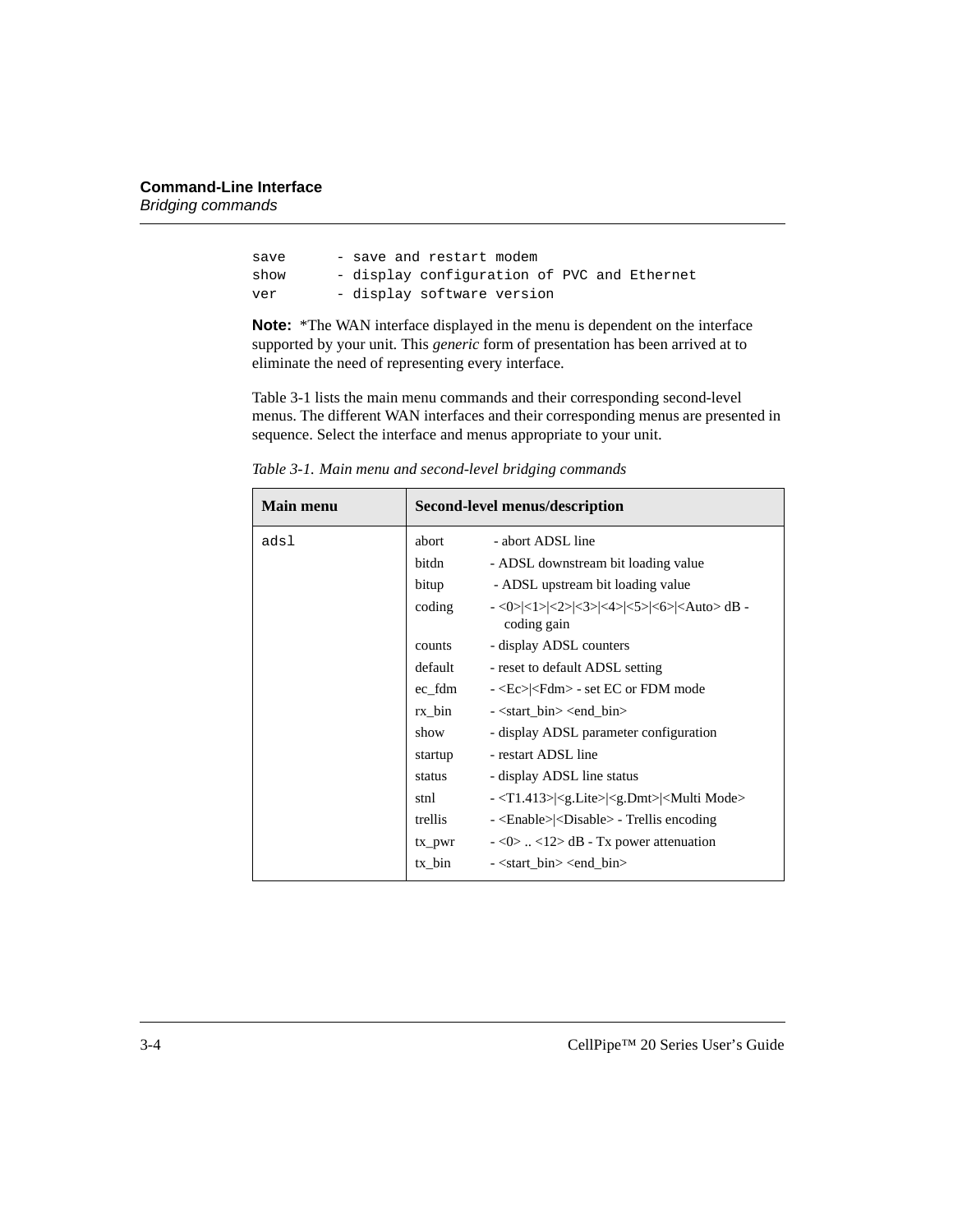```
save      - save and restart modem
show      - display configuration of PVC and Ethernet
ver       - display software version
```

**Note:** *The WAN interface displayed in the menu is dependent on the interface supported by your unit. This *generic* form of presentation has been arrived at to eliminate the need of representing every interface.

Table 3-1 lists the main menu commands and their corresponding second-level menus. The different WAN interfaces and their corresponding menus are presented in sequence. Select the interface and menus appropriate to your unit.

*Table 3-1. Main menu and second-level bridging commands*

| Main menu | Second-level menus/description | |
|---|---|---|
| adsl | abort | - abort ADSL line |
| | bitdn | - ADSL downstream bit loading value |
| | bitup | - ADSL upstream bit loading value |
| | coding | - <0>\|<1>\|<2>\|<3>\|<4>\|<5>\|<6>\|<Auto> dB - coding gain |
| | counts | - display ADSL counters |
| | default | - reset to default ADSL setting |
| | ec_fdm | - <Ec>\|<Fdm> - set EC or FDM mode |
| | rx_bin | - <start_bin> <end_bin> |
| | show | - display ADSL parameter configuration |
| | startup | - restart ADSL line |
| | status | - display ADSL line status |
| | stnl | - <T1.413>\|<g.Lite>\|<g.Dmt>\|<Multi Mode> |
| | trellis | - <Enable>\|<Disable> - Trellis encoding |
| | tx_pwr | - <0> .. <12> dB - Tx power attenuation |
| | tx_bin | - <start_bin> <end_bin> |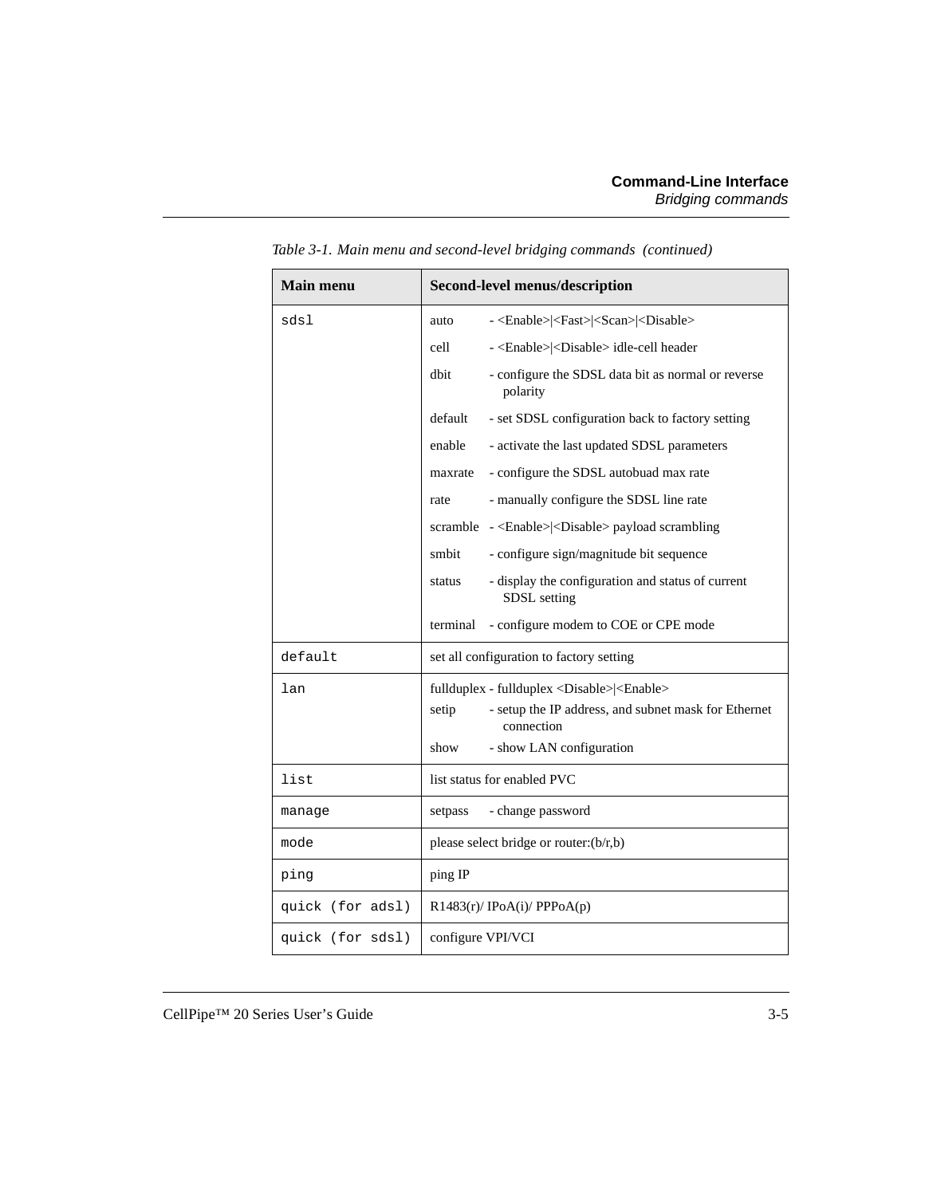*Table 3-1. Main menu and second-level bridging commands (continued)*

| Main menu | Second-level menus/description |
|---|---|
| `sdsl` | auto - <Enable>\|<Fast>\|<Scan>\|<Disable><br>cell - <Enable>\|<Disable> idle-cell header<br>dbit - configure the SDSL data bit as normal or reverse polarity<br>default - set SDSL configuration back to factory setting<br>enable - activate the last updated SDSL parameters<br>maxrate - configure the SDSL autobuad max rate<br>rate - manually configure the SDSL line rate<br>scramble - <Enable>\|<Disable> payload scrambling<br>smbit - configure sign/magnitude bit sequence<br>status - display the configuration and status of current SDSL setting<br>terminal - configure modem to COE or CPE mode |
| `default` | set all configuration to factory setting |
| `lan` | fullduplex - fullduplex <Disable>\|<Enable><br>setip - setup the IP address, and subnet mask for Ethernet connection<br>show - show LAN configuration |
| `list` | list status for enabled PVC |
| `manage` | setpass - change password |
| `mode` | please select bridge or router:(b/r,b) |
| `ping` | ping IP |
| `quick (for adsl)` | R1483(r)/ IPoA(i)/ PPPoA(p) |
| `quick (for sdsl)` | configure VPI/VCI |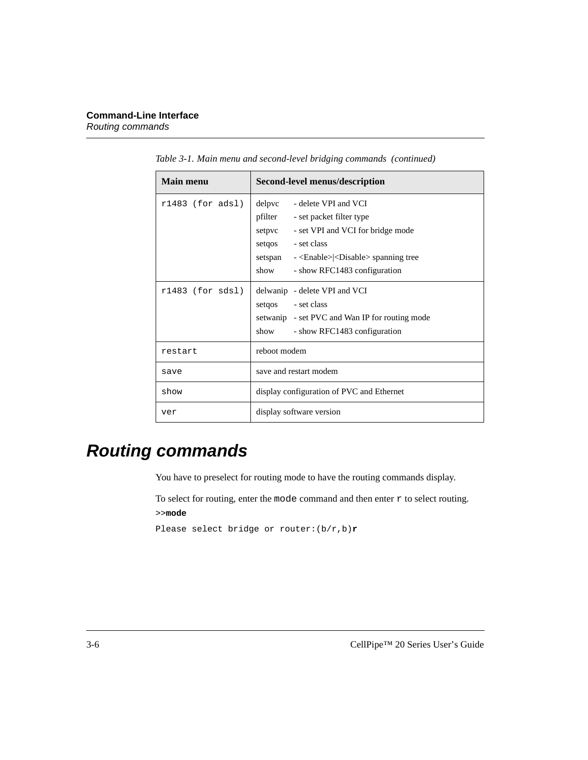Table 3-1. Main menu and second-level bridging commands (continued)

| Main menu | Second-level menus/description |
|---|---|
| r1483 (for adsl) | delpvc - delete VPI and VCI<br>pfilter - set packet filter type<br>setpvc - set VPI and VCI for bridge mode<br>setqos - set class<br>setspan - <Enable>\|<Disable> spanning tree<br>show - show RFC1483 configuration |
| r1483 (for sdsl) | delwanip - delete VPI and VCI<br>setqos - set class<br>setwanip - set PVC and Wan IP for routing mode<br>show - show RFC1483 configuration |
| restart | reboot modem |
| save | save and restart modem |
| show | display configuration of PVC and Ethernet |
| ver | display software version |

# Routing commands

You have to preselect for routing mode to have the routing commands display.

To select for routing, enter the `mode` command and then enter `r` to select routing.

```
>>mode
Please select bridge or router:(b/r,b)r
```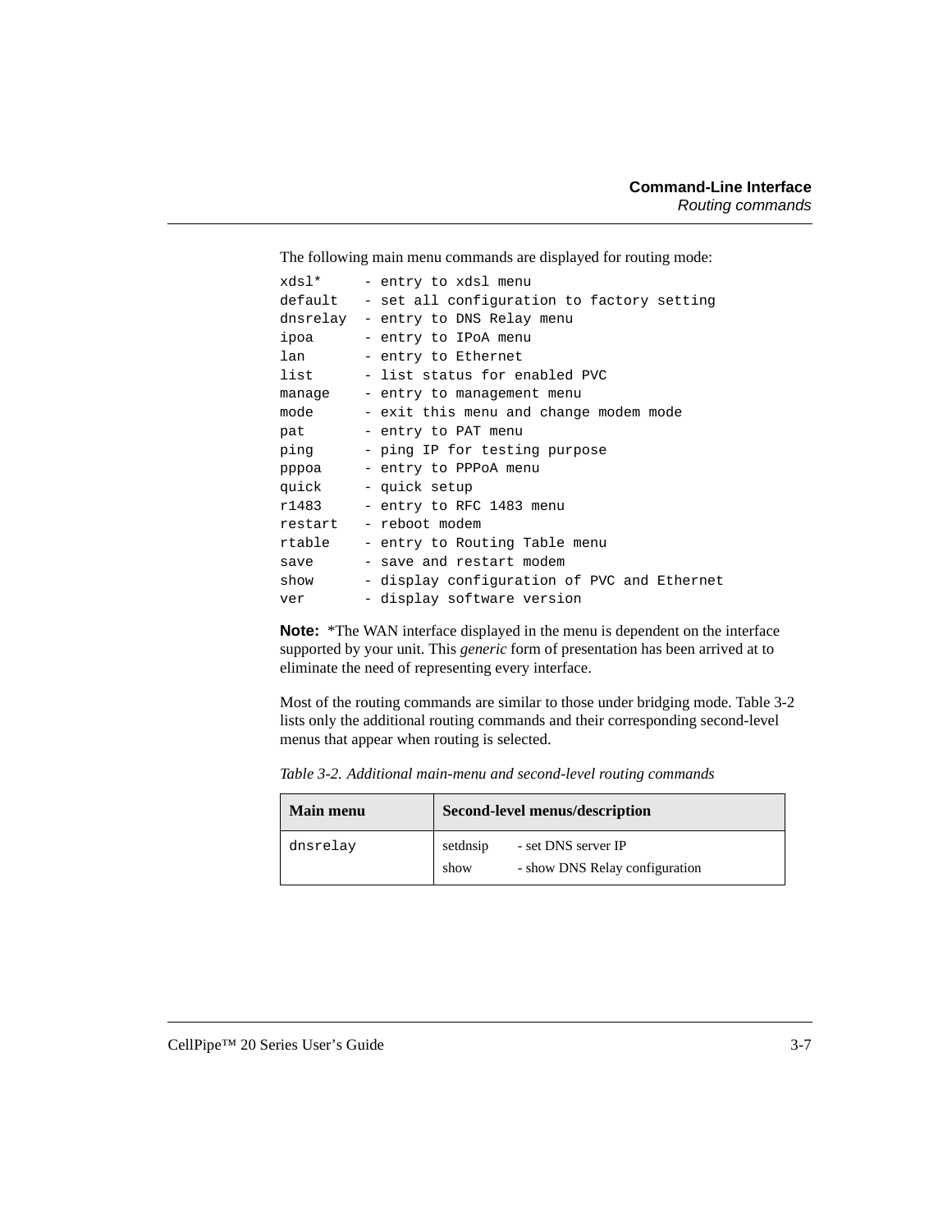The following main menu commands are displayed for routing mode:

```
xdsl*     - entry to xdsl menu
default   - set all configuration to factory setting
dnsrelay  - entry to DNS Relay menu
ipoa      - entry to IPoA menu
lan       - entry to Ethernet
list      - list status for enabled PVC
manage    - entry to management menu
mode      - exit this menu and change modem mode
pat       - entry to PAT menu
ping      - ping IP for testing purpose
pppoa     - entry to PPPoA menu
quick     - quick setup
r1483     - entry to RFC 1483 menu
restart   - reboot modem
rtable    - entry to Routing Table menu
save      - save and restart modem
show      - display configuration of PVC and Ethernet
ver       - display software version
```

**Note:** *The WAN interface displayed in the menu is dependent on the interface supported by your unit. This *generic* form of presentation has been arrived at to eliminate the need of representing every interface.

Most of the routing commands are similar to those under bridging mode. Table 3-2 lists only the additional routing commands and their corresponding second-level menus that appear when routing is selected.

*Table 3-2. Additional main-menu and second-level routing commands*

| Main menu | Second-level menus/description |
|---|---|
| dnsrelay | setdnsip - set DNS server IP<br>show - show DNS Relay configuration |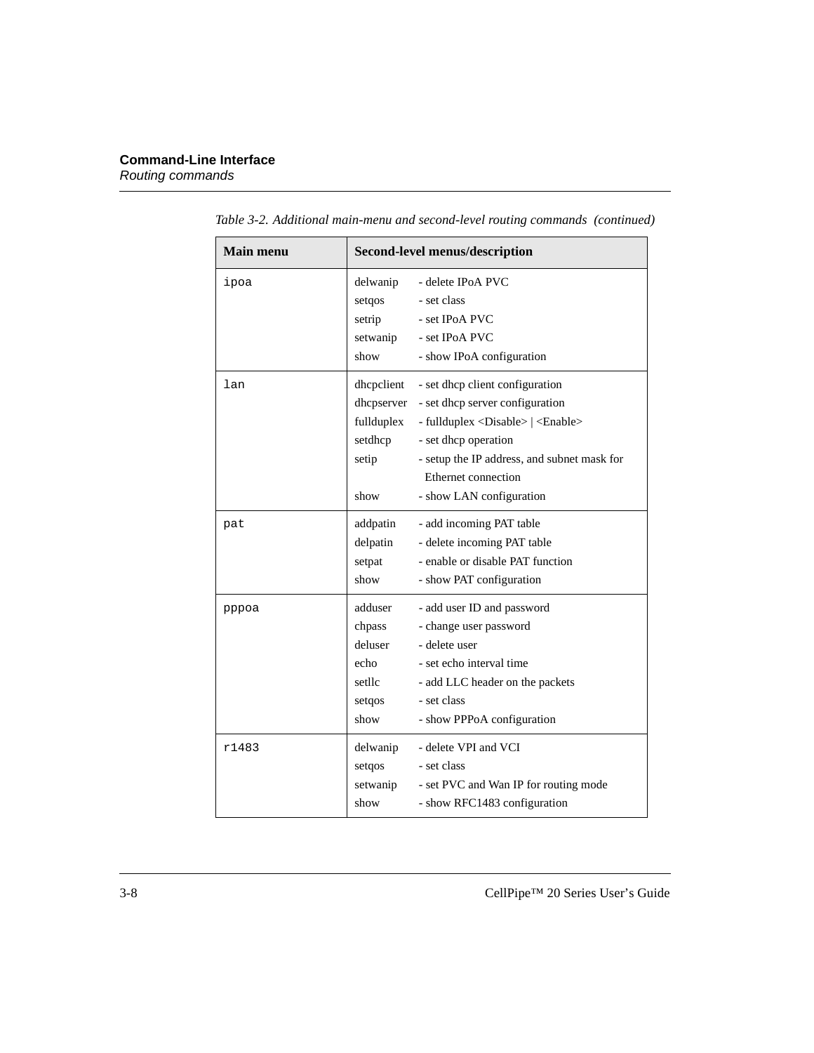*Table 3-2. Additional main-menu and second-level routing commands (continued)*

| Main menu | Second-level menus/description |
|---|---|
| `ipoa` | delwanip - delete IPoA PVC<br>setqos - set class<br>setrip - set IPoA PVC<br>setwanip - set IPoA PVC<br>show - show IPoA configuration |
| `lan` | dhcpclient - set dhcp client configuration<br>dhcpserver - set dhcp server configuration<br>fullduplex - fullduplex <Disable> \| <Enable><br>setdhcp - set dhcp operation<br>setip - setup the IP address, and subnet mask for Ethernet connection<br>show - show LAN configuration |
| `pat` | addpatin - add incoming PAT table<br>delpatin - delete incoming PAT table<br>setpat - enable or disable PAT function<br>show - show PAT configuration |
| `pppoa` | adduser - add user ID and password<br>chpass - change user password<br>deluser - delete user<br>echo - set echo interval time<br>setllc - add LLC header on the packets<br>setqos - set class<br>show - show PPPoA configuration |
| `r1483` | delwanip - delete VPI and VCI<br>setqos - set class<br>setwanip - set PVC and Wan IP for routing mode<br>show - show RFC1483 configuration |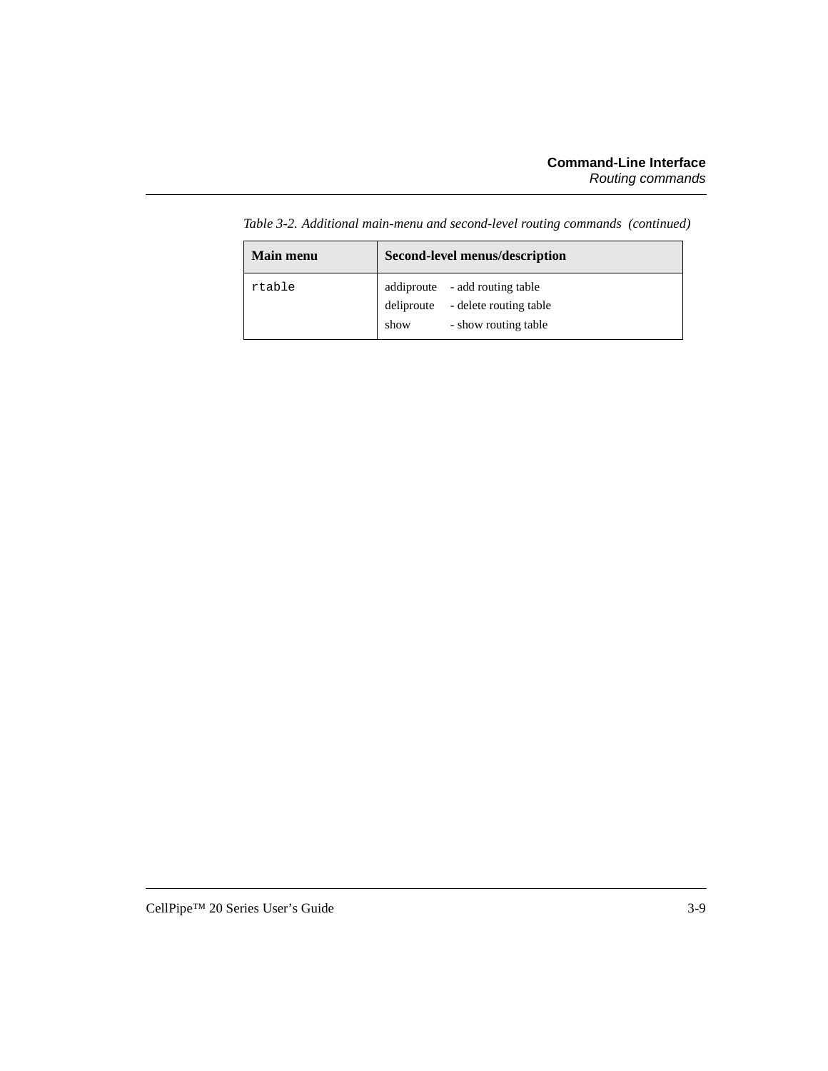*Table 3-2. Additional main-menu and second-level routing commands (continued)*

| Main menu | Second-level menus/description |
|---|---|
| `rtable` | addiproute - add routing table<br>deliproute - delete routing table<br>show - show routing table |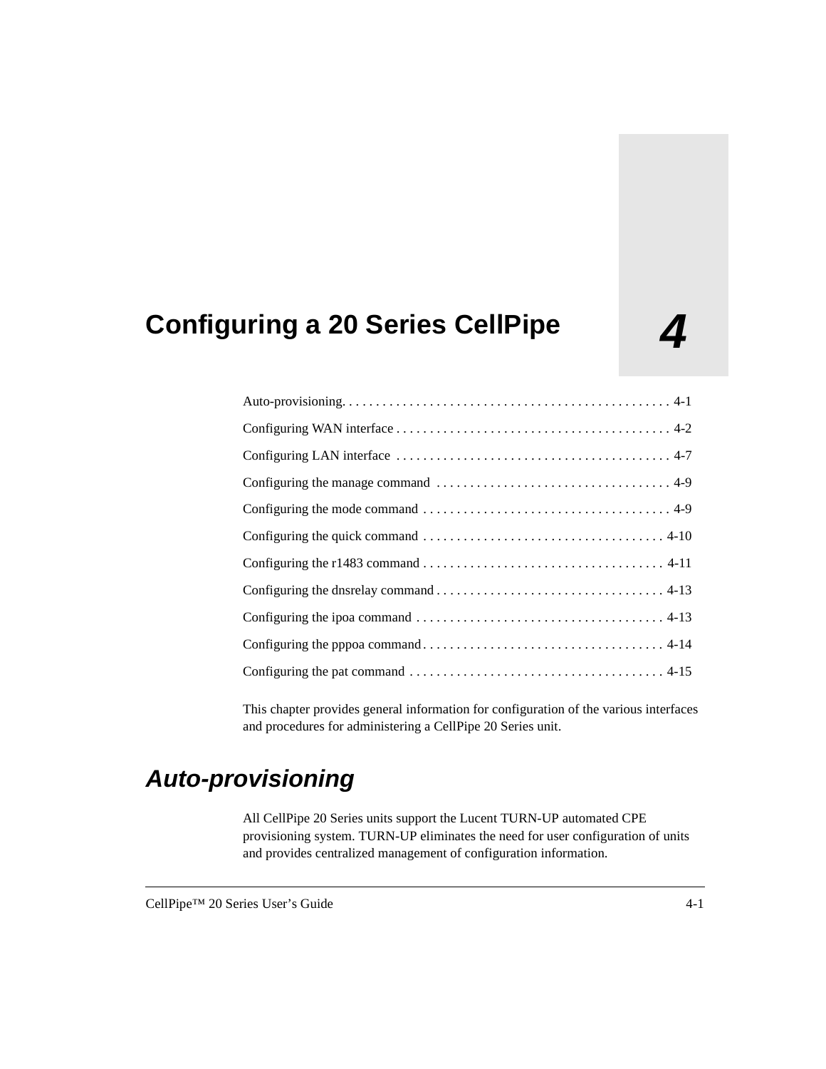# 4 Configuring a 20 Series CellPipe

Auto-provisioning. . . . . . . . . . . . . . . . . . . . . . . . . . . . . . . . . . . . . . . . . . . . . . . . 4-1

Configuring WAN interface . . . . . . . . . . . . . . . . . . . . . . . . . . . . . . . . . . . . . . . . 4-2

Configuring LAN interface . . . . . . . . . . . . . . . . . . . . . . . . . . . . . . . . . . . . . . . . . 4-7

Configuring the manage command . . . . . . . . . . . . . . . . . . . . . . . . . . . . . . . . . . 4-9

Configuring the mode command . . . . . . . . . . . . . . . . . . . . . . . . . . . . . . . . . . . . 4-9

Configuring the quick command . . . . . . . . . . . . . . . . . . . . . . . . . . . . . . . . . . . 4-10

Configuring the r1483 command . . . . . . . . . . . . . . . . . . . . . . . . . . . . . . . . . . . 4-11

Configuring the dnsrelay command . . . . . . . . . . . . . . . . . . . . . . . . . . . . . . . . . 4-13

Configuring the ipoa command . . . . . . . . . . . . . . . . . . . . . . . . . . . . . . . . . . . . 4-13

Configuring the pppoa command . . . . . . . . . . . . . . . . . . . . . . . . . . . . . . . . . . . 4-14

Configuring the pat command . . . . . . . . . . . . . . . . . . . . . . . . . . . . . . . . . . . . . 4-15

This chapter provides general information for configuration of the various interfaces and procedures for administering a CellPipe 20 Series unit.

## *Auto-provisioning*

All CellPipe 20 Series units support the Lucent TURN-UP automated CPE provisioning system. TURN-UP eliminates the need for user configuration of units and provides centralized management of configuration information.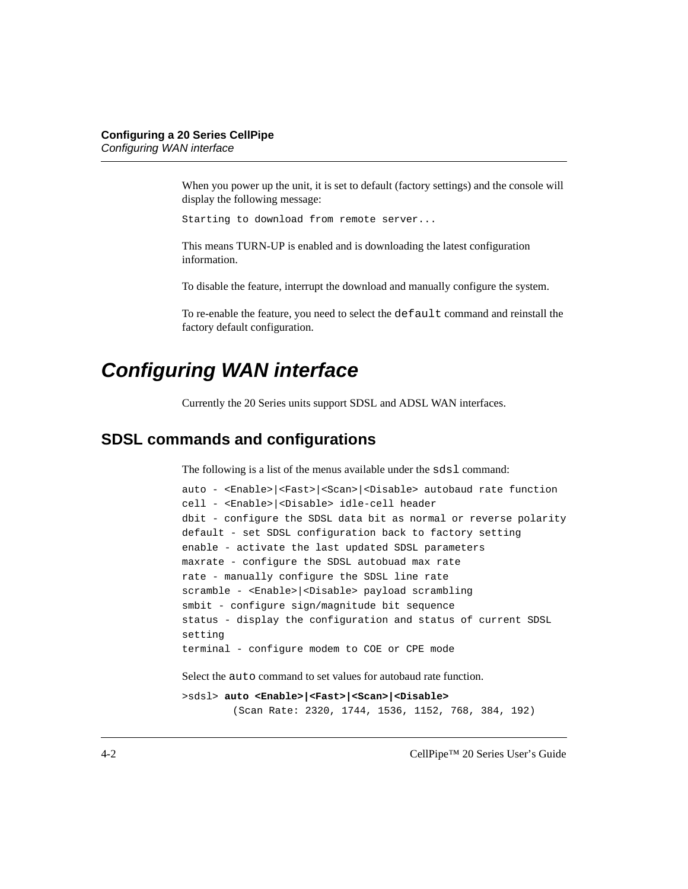When you power up the unit, it is set to default (factory settings) and the console will display the following message:

```
Starting to download from remote server...
```

This means TURN-UP is enabled and is downloading the latest configuration information.

To disable the feature, interrupt the download and manually configure the system.

To re-enable the feature, you need to select the `default` command and reinstall the factory default configuration.

# Configuring WAN interface

Currently the 20 Series units support SDSL and ADSL WAN interfaces.

## SDSL commands and configurations

The following is a list of the menus available under the `sdsl` command:

```
auto - <Enable>|<Fast>|<Scan>|<Disable> autobaud rate function
cell - <Enable>|<Disable> idle-cell header
dbit - configure the SDSL data bit as normal or reverse polarity
default - set SDSL configuration back to factory setting
enable - activate the last updated SDSL parameters
maxrate - configure the SDSL autobuad max rate
rate - manually configure the SDSL line rate
scramble - <Enable>|<Disable> payload scrambling
smbit - configure sign/magnitude bit sequence
status - display the configuration and status of current SDSL
setting
terminal - configure modem to COE or CPE mode
```

Select the `auto` command to set values for autobaud rate function.

```
>sdsl> auto <Enable>|<Fast>|<Scan>|<Disable>
        (Scan Rate: 2320, 1744, 1536, 1152, 768, 384, 192)
```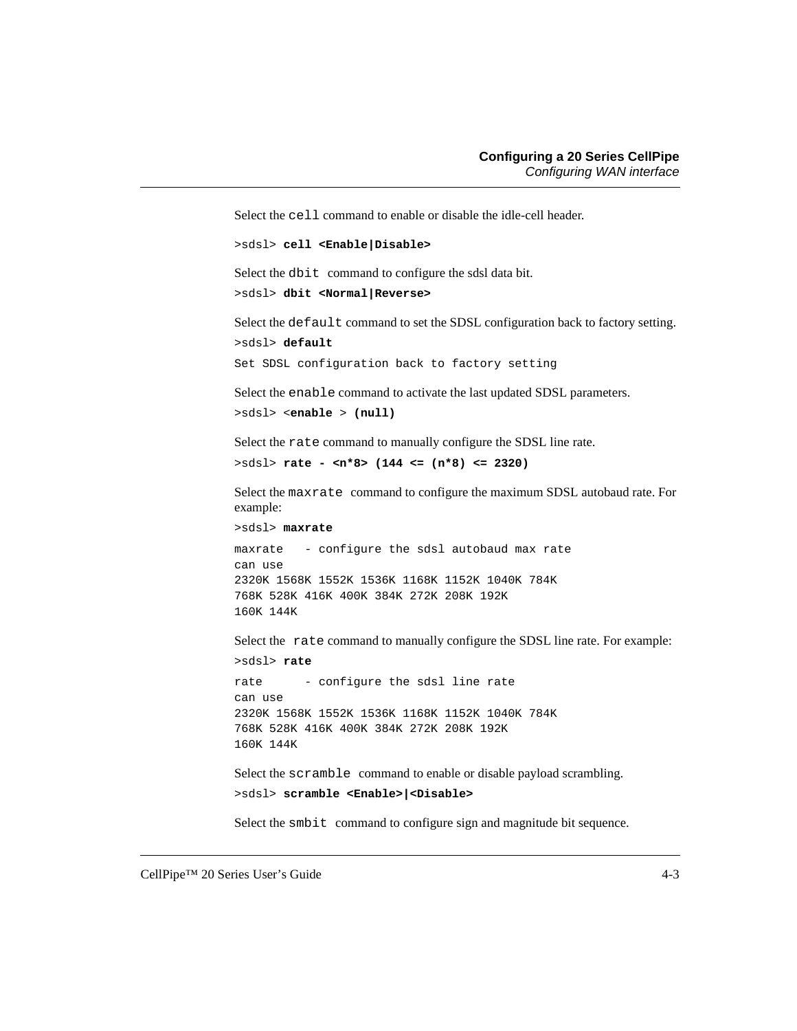Select the `cell` command to enable or disable the idle-cell header.

```
>sdsl> cell <Enable|Disable>
```

Select the `dbit` command to configure the sdsl data bit.

```
>sdsl> dbit <Normal|Reverse>
```

Select the `default` command to set the SDSL configuration back to factory setting.

```
>sdsl> default
Set SDSL configuration back to factory setting
```

Select the `enable` command to activate the last updated SDSL parameters.

```
>sdsl> <enable > (null)
```

Select the `rate` command to manually configure the SDSL line rate.

```
>sdsl> rate - <n*8> (144 <= (n*8) <= 2320)
```

Select the `maxrate` command to configure the maximum SDSL autobaud rate. For example:

```
>sdsl> maxrate
maxrate   - configure the sdsl autobaud max rate
can use
2320K 1568K 1552K 1536K 1168K 1152K 1040K 784K
768K 528K 416K 400K 384K 272K 208K 192K
160K 144K
```

Select the `rate` command to manually configure the SDSL line rate. For example:

```
>sdsl> rate
rate      - configure the sdsl line rate
can use
2320K 1568K 1552K 1536K 1168K 1152K 1040K 784K
768K 528K 416K 400K 384K 272K 208K 192K
160K 144K
```

Select the `scramble` command to enable or disable payload scrambling.

```
>sdsl> scramble <Enable>|<Disable>
```

Select the `smbit` command to configure sign and magnitude bit sequence.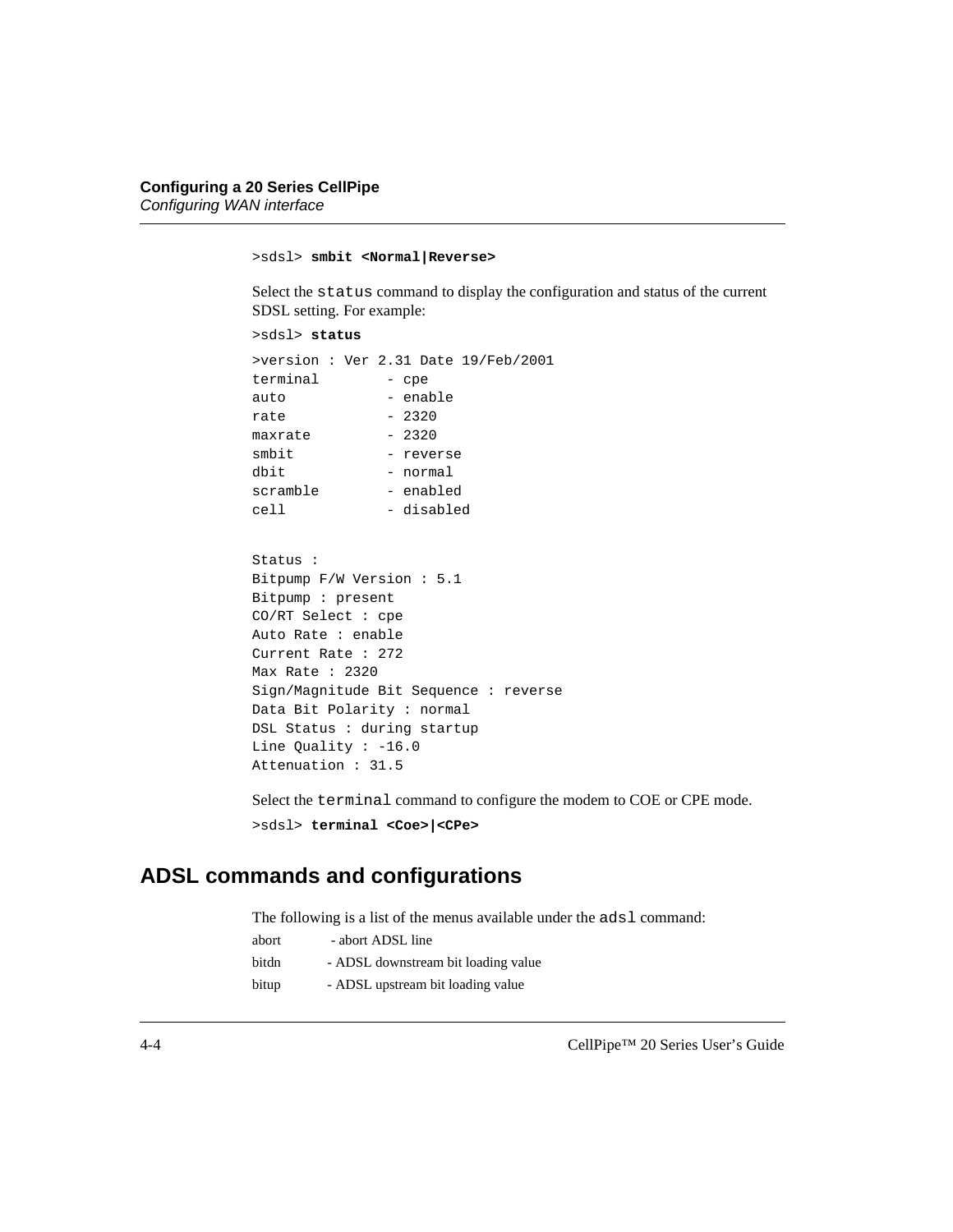```
>sdsl> smbit <Normal|Reverse>
```

Select the `status` command to display the configuration and status of the current SDSL setting. For example:

```
>sdsl> status
```

```
>version : Ver 2.31 Date 19/Feb/2001
terminal        - cpe
auto            - enable
rate            - 2320
maxrate         - 2320
smbit           - reverse
dbit            - normal
scramble        - enabled
cell            - disabled


Status :
Bitpump F/W Version : 5.1
Bitpump : present
CO/RT Select : cpe
Auto Rate : enable
Current Rate : 272
Max Rate : 2320
Sign/Magnitude Bit Sequence : reverse
Data Bit Polarity : normal
DSL Status : during startup
Line Quality : -16.0
Attenuation : 31.5
```

Select the `terminal` command to configure the modem to COE or CPE mode.

```
>sdsl> terminal <Coe>|<CPe>
```

## ADSL commands and configurations

The following is a list of the menus available under the `adsl` command:

abort - abort ADSL line

bitdn - ADSL downstream bit loading value

bitup - ADSL upstream bit loading value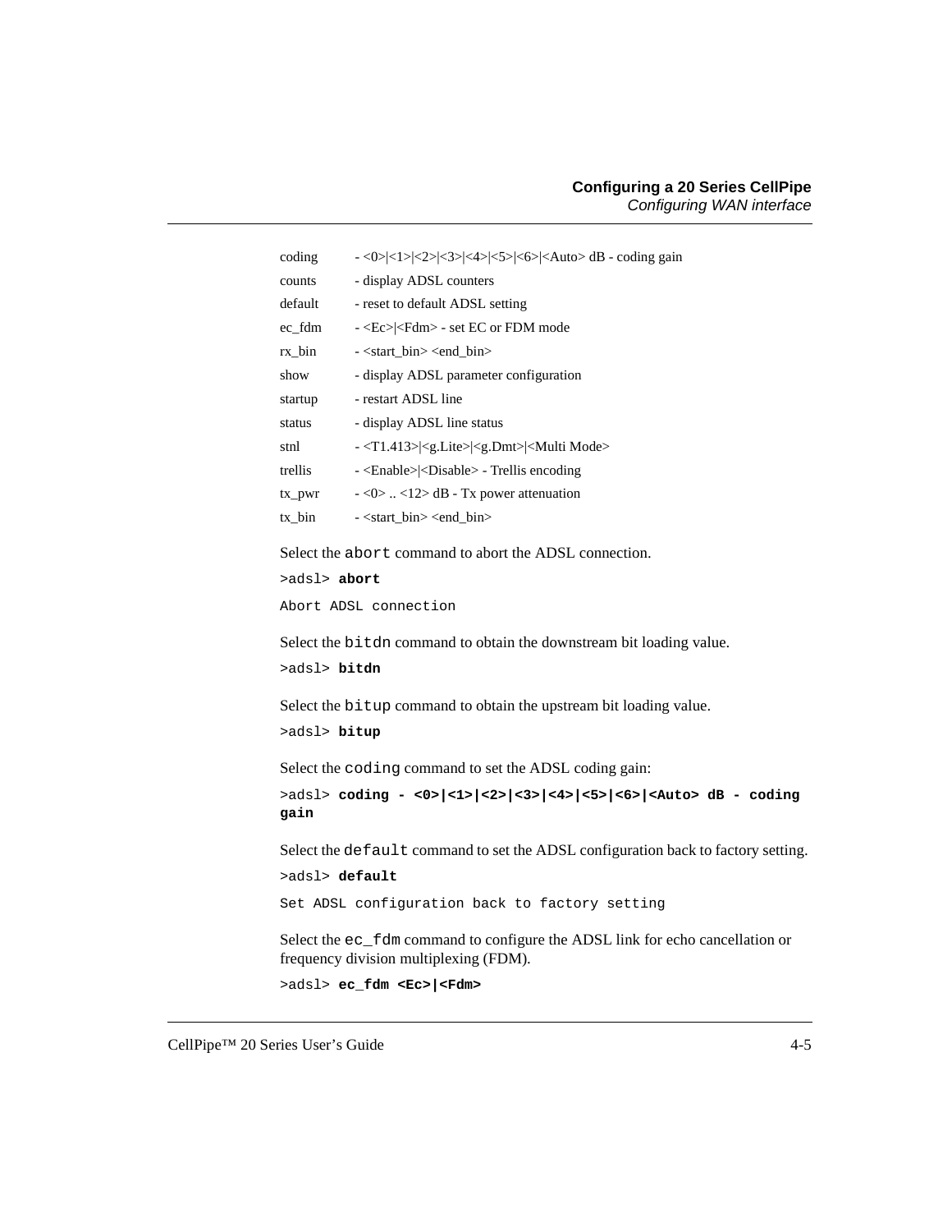| | |
|---|---|
| coding | - <0>\|<1>\|<2>\|<3>\|<4>\|<5>\|<6>\|<Auto> dB - coding gain |
| counts | - display ADSL counters |
| default | - reset to default ADSL setting |
| ec_fdm | - <Ec>\|<Fdm> - set EC or FDM mode |
| rx_bin | - <start_bin> <end_bin> |
| show | - display ADSL parameter configuration |
| startup | - restart ADSL line |
| status | - display ADSL line status |
| stnl | - <T1.413>\|<g.Lite>\|<g.Dmt>\|<Multi Mode> |
| trellis | - <Enable>\|<Disable> - Trellis encoding |
| tx_pwr | - <0> .. <12> dB - Tx power attenuation |
| tx_bin | - <start_bin> <end_bin> |

Select the `abort` command to abort the ADSL connection.

```
>adsl> abort
Abort ADSL connection
```

Select the `bitdn` command to obtain the downstream bit loading value.

```
>adsl> bitdn
```

Select the `bitup` command to obtain the upstream bit loading value.

```
>adsl> bitup
```

Select the `coding` command to set the ADSL coding gain:

```
>adsl> coding - <0>|<1>|<2>|<3>|<4>|<5>|<6>|<Auto> dB - coding gain
```

Select the `default` command to set the ADSL configuration back to factory setting.

```
>adsl> default
Set ADSL configuration back to factory setting
```

Select the `ec_fdm` command to configure the ADSL link for echo cancellation or frequency division multiplexing (FDM).

```
>adsl> ec_fdm <Ec>|<Fdm>
```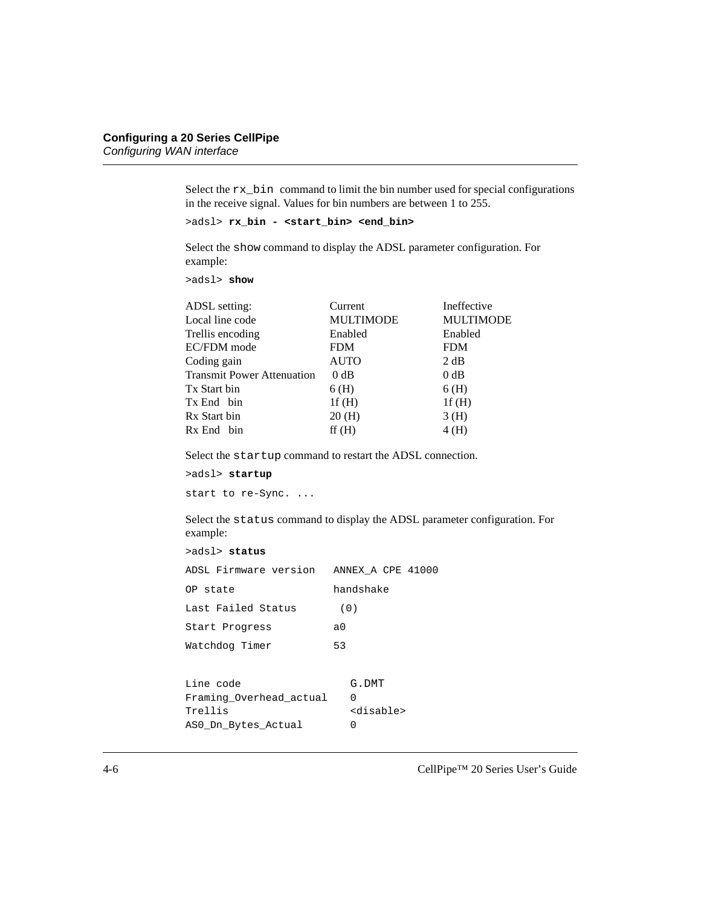Select the `rx_bin` command to limit the bin number used for special configurations in the receive signal. Values for bin numbers are between 1 to 255.

```
>adsl> rx_bin - <start_bin> <end_bin>
```

Select the `show` command to display the ADSL parameter configuration. For example:

```
>adsl> show
```

| ADSL setting: | Current | Ineffective |
|---|---|---|
| Local line code | MULTIMODE | MULTIMODE |
| Trellis encoding | Enabled | Enabled |
| EC/FDM mode | FDM | FDM |
| Coding gain | AUTO | 2 dB |
| Transmit Power Attenuation | 0 dB | 0 dB |
| Tx Start bin | 6 (H) | 6 (H) |
| Tx End bin | 1f (H) | 1f (H) |
| Rx Start bin | 20 (H) | 3 (H) |
| Rx End bin | ff (H) | 4 (H) |

Select the `startup` command to restart the ADSL connection.

```
>adsl> startup

start to re-Sync. ...
```

Select the `status` command to display the ADSL parameter configuration. For example:

```
>adsl> status

ADSL Firmware version   ANNEX_A CPE 41000

OP state                handshake

Last Failed Status       (0)

Start Progress          a0

Watchdog Timer          53


Line code                  G.DMT
Framing_Overhead_actual    0
Trellis                    <disable>
AS0_Dn_Bytes_Actual        0
```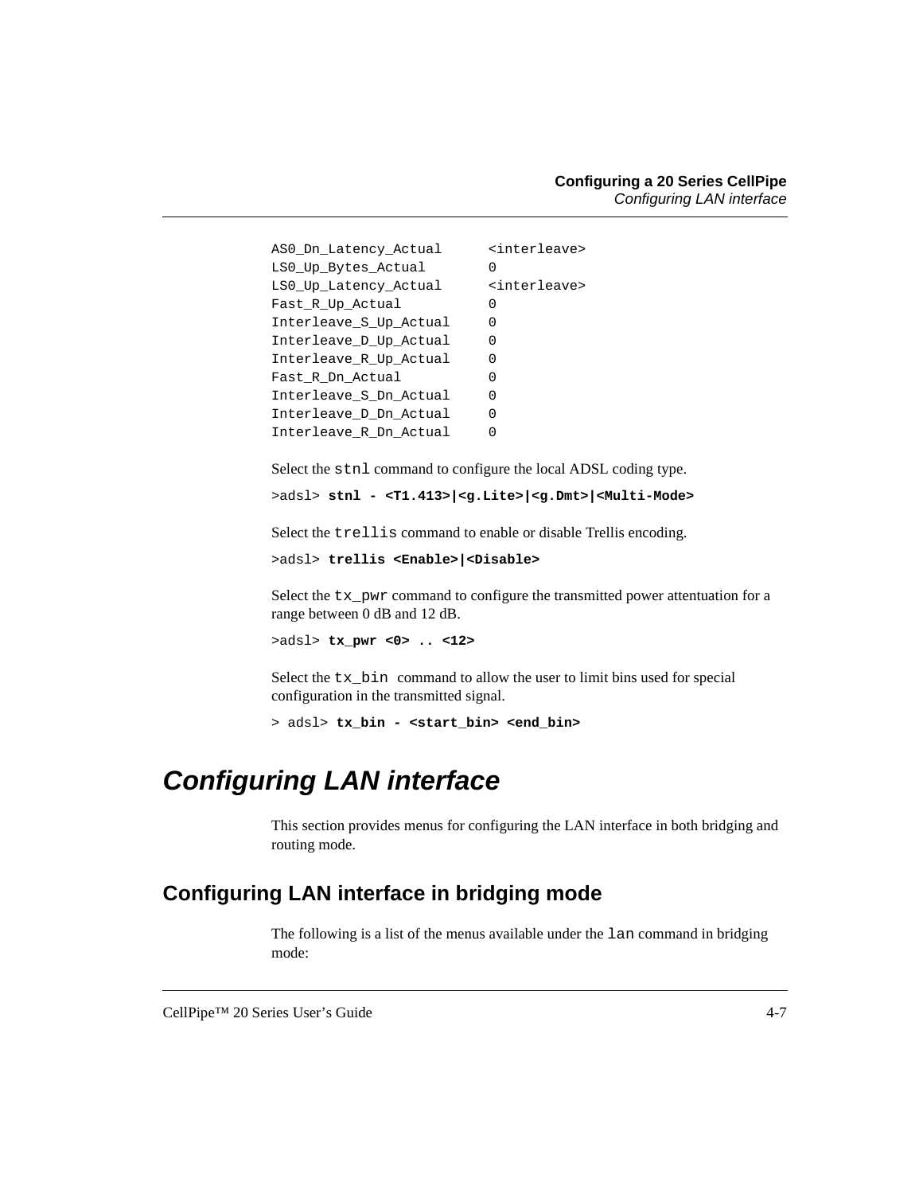```
AS0_Dn_Latency_Actual      <interleave>
LS0_Up_Bytes_Actual        0
LS0_Up_Latency_Actual      <interleave>
Fast_R_Up_Actual           0
Interleave_S_Up_Actual     0
Interleave_D_Up_Actual     0
Interleave_R_Up_Actual     0
Fast_R_Dn_Actual           0
Interleave_S_Dn_Actual     0
Interleave_D_Dn_Actual     0
Interleave_R_Dn_Actual     0
```

Select the `stnl` command to configure the local ADSL coding type.

>adsl> **stnl - <T1.413>|<g.Lite>|<g.Dmt>|<Multi-Mode>**

Select the `trellis` command to enable or disable Trellis encoding.

>adsl> **trellis <Enable>|<Disable>**

Select the `tx_pwr` command to configure the transmitted power attentuation for a range between 0 dB and 12 dB.

>adsl> **tx_pwr <0> .. <12>**

Select the `tx_bin` command to allow the user to limit bins used for special configuration in the transmitted signal.

> adsl> **tx_bin - <start_bin> <end_bin>**

# *Configuring LAN interface*

This section provides menus for configuring the LAN interface in both bridging and routing mode.

## Configuring LAN interface in bridging mode

The following is a list of the menus available under the `lan` command in bridging mode: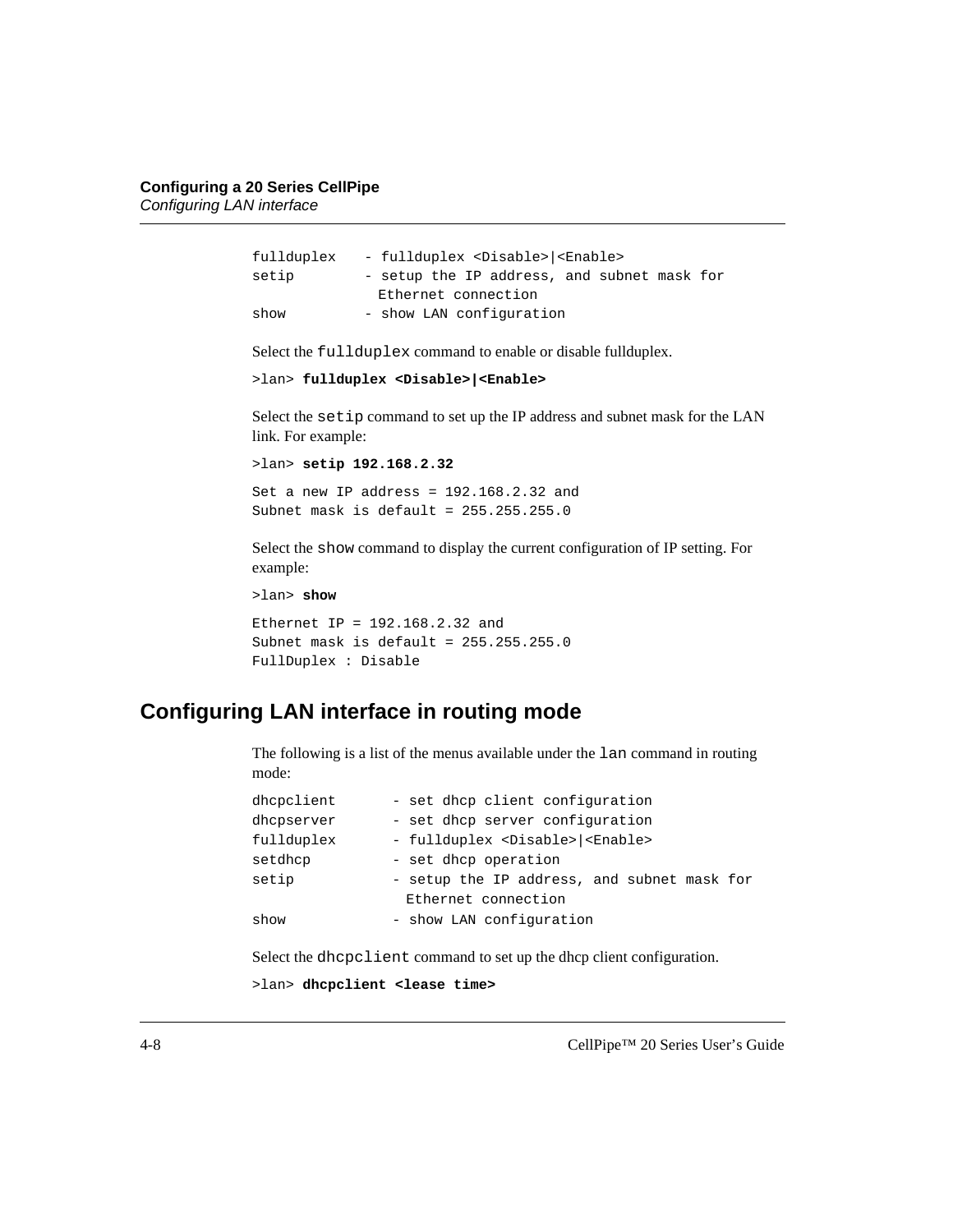```
fullduplex    - fullduplex <Disable>|<Enable>
setip         - setup the IP address, and subnet mask for
                Ethernet connection
show          - show LAN configuration
```

Select the `fullduplex` command to enable or disable fullduplex.

>lan> **fullduplex <Disable>|<Enable>**

Select the `setip` command to set up the IP address and subnet mask for the LAN link. For example:

>lan> **setip 192.168.2.32**

```
Set a new IP address = 192.168.2.32 and
Subnet mask is default = 255.255.255.0
```

Select the `show` command to display the current configuration of IP setting. For example:

>lan> **show**

```
Ethernet IP = 192.168.2.32 and
Subnet mask is default = 255.255.255.0
FullDuplex : Disable
```

## Configuring LAN interface in routing mode

The following is a list of the menus available under the `lan` command in routing mode:

```
dhcpclient       - set dhcp client configuration
dhcpserver       - set dhcp server configuration
fullduplex       - fullduplex <Disable>|<Enable>
setdhcp          - set dhcp operation
setip            - setup the IP address, and subnet mask for
                   Ethernet connection
show             - show LAN configuration
```

Select the `dhcpclient` command to set up the dhcp client configuration.

>lan> **dhcpclient <lease time>**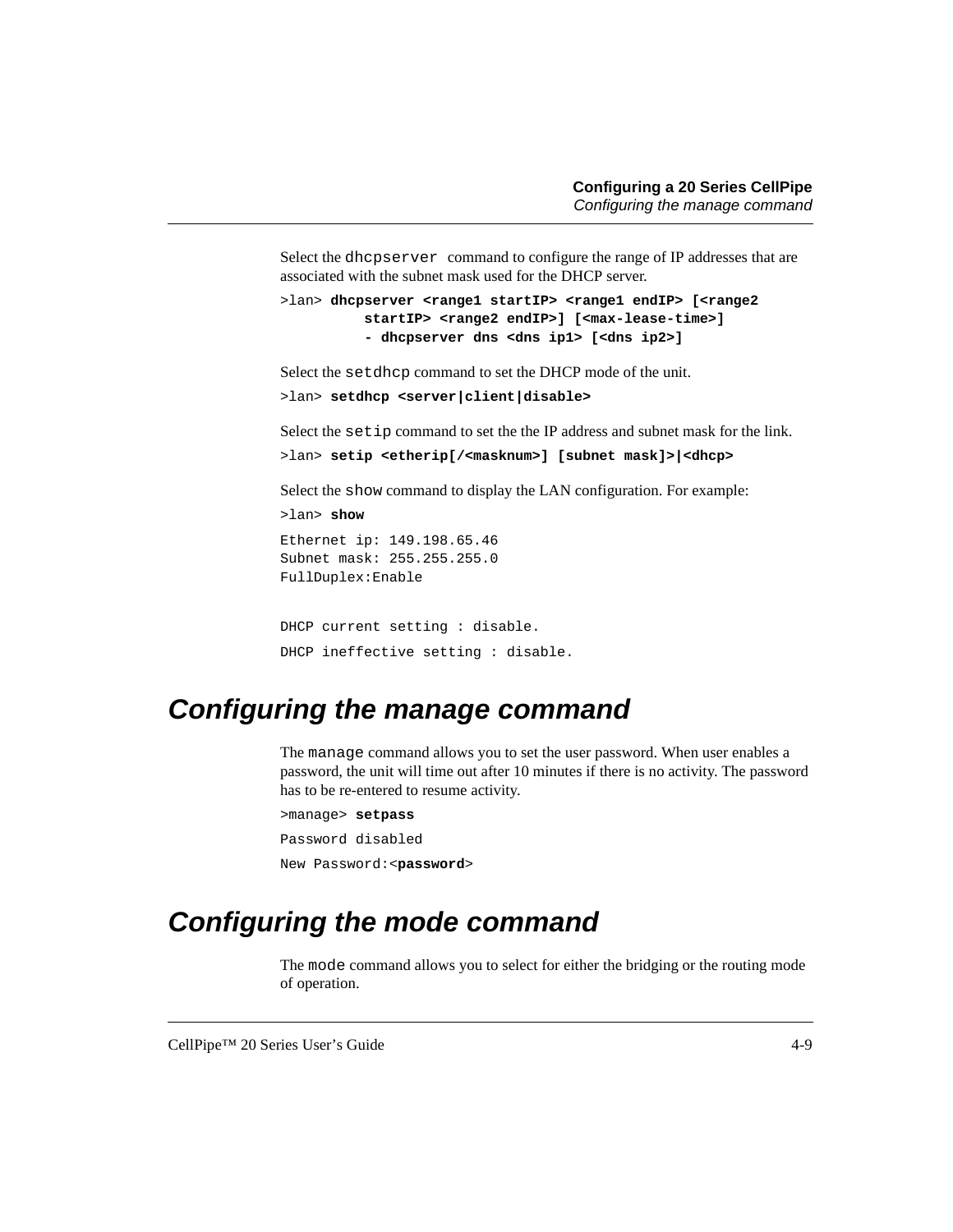Select the `dhcpserver` command to configure the range of IP addresses that are associated with the subnet mask used for the DHCP server.

```
>lan> dhcpserver <range1 startIP> <range1 endIP> [<range2
          startIP> <range2 endIP>] [<max-lease-time>]
          - dhcpserver dns <dns ip1> [<dns ip2>]
```

Select the `setdhcp` command to set the DHCP mode of the unit.

```
>lan> setdhcp <server|client|disable>
```

Select the `setip` command to set the the IP address and subnet mask for the link.

```
>lan> setip <etherip[/<masknum>] [subnet mask]>|<dhcp>
```

Select the `show` command to display the LAN configuration. For example:

```
>lan> show

Ethernet ip: 149.198.65.46
Subnet mask: 255.255.255.0
FullDuplex:Enable


DHCP current setting : disable.

DHCP ineffective setting : disable.
```

## Configuring the manage command

The `manage` command allows you to set the user password. When user enables a password, the unit will time out after 10 minutes if there is no activity. The password has to be re-entered to resume activity.

```
>manage> setpass

Password disabled

New Password:<password>
```

## Configuring the mode command

The `mode` command allows you to select for either the bridging or the routing mode of operation.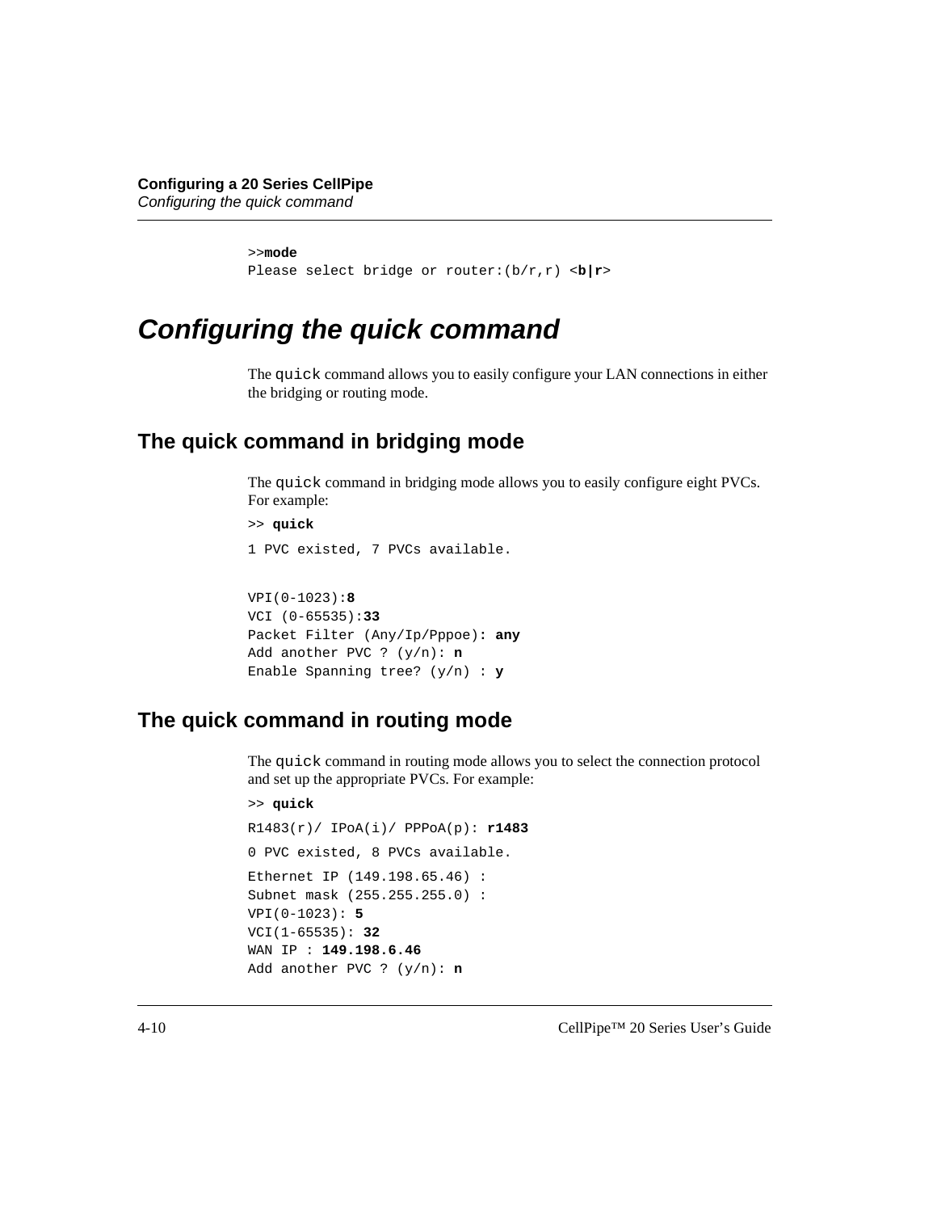```
>>mode
Please select bridge or router:(b/r,r) <b|r>
```

# Configuring the quick command

The quick command allows you to easily configure your LAN connections in either the bridging or routing mode.

## The quick command in bridging mode

The quick command in bridging mode allows you to easily configure eight PVCs. For example:

```
>> quick

1 PVC existed, 7 PVCs available.


VPI(0-1023):8
VCI (0-65535):33
Packet Filter (Any/Ip/Pppoe): any
Add another PVC ? (y/n): n
Enable Spanning tree? (y/n) : y
```

## The quick command in routing mode

The quick command in routing mode allows you to select the connection protocol and set up the appropriate PVCs. For example:

```
>> quick

R1483(r)/ IPoA(i)/ PPPoA(p): r1483

0 PVC existed, 8 PVCs available.

Ethernet IP (149.198.65.46) :
Subnet mask (255.255.255.0) :
VPI(0-1023): 5
VCI(1-65535): 32
WAN IP : 149.198.6.46
Add another PVC ? (y/n): n
```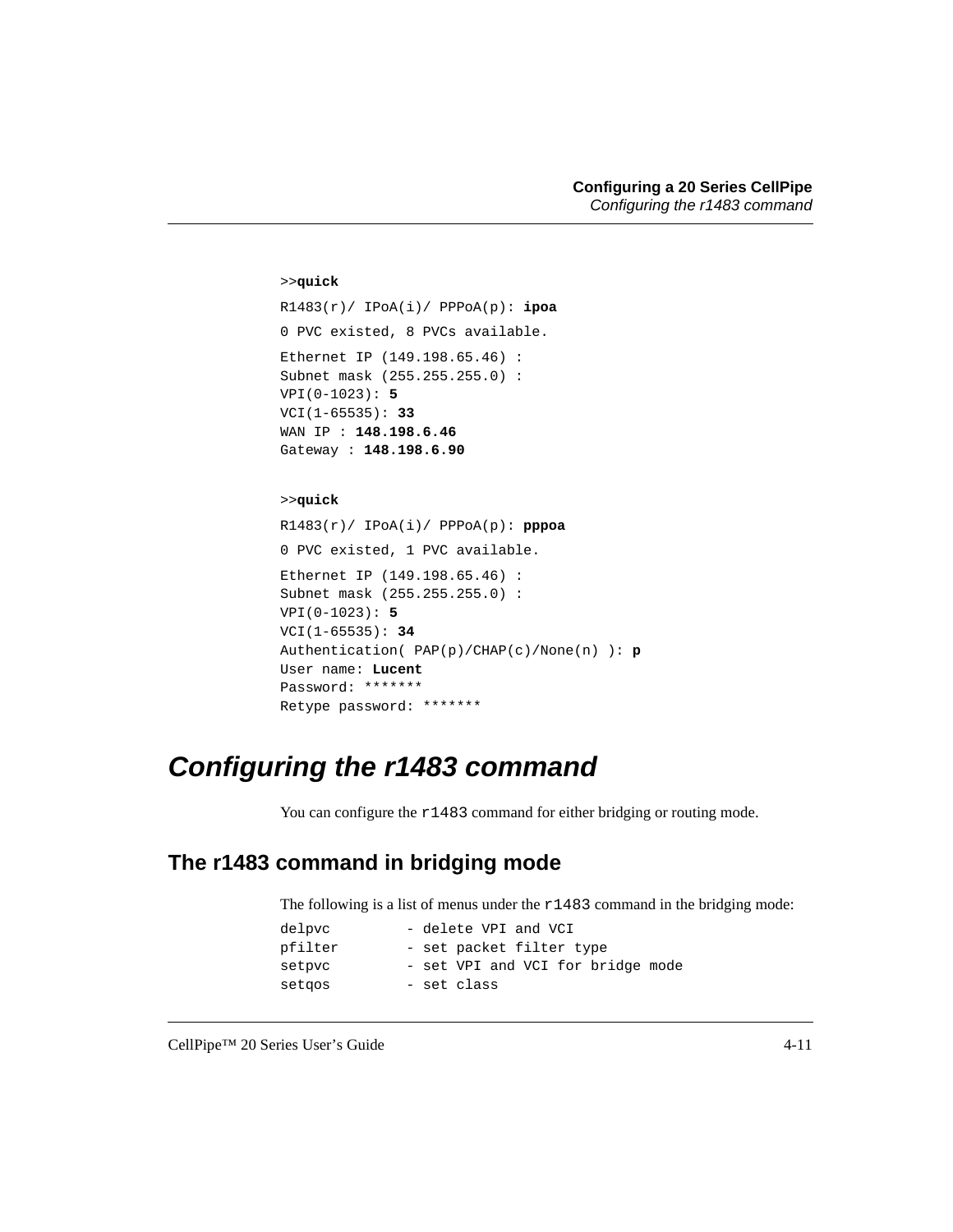```
>>quick
R1483(r)/ IPoA(i)/ PPPoA(p): ipoa
0 PVC existed, 8 PVCs available.
Ethernet IP (149.198.65.46) :
Subnet mask (255.255.255.0) :
VPI(0-1023): 5
VCI(1-65535): 33
WAN IP : 148.198.6.46
Gateway : 148.198.6.90
```

```
>>quick
R1483(r)/ IPoA(i)/ PPPoA(p): pppoa
0 PVC existed, 1 PVC available.
Ethernet IP (149.198.65.46) :
Subnet mask (255.255.255.0) :
VPI(0-1023): 5
VCI(1-65535): 34
Authentication( PAP(p)/CHAP(c)/None(n) ): p
User name: Lucent
Password: *******
Retype password: *******
```

# *Configuring the r1483 command*

You can configure the `r1483` command for either bridging or routing mode.

## The r1483 command in bridging mode

The following is a list of menus under the `r1483` command in the bridging mode:

```
delpvc        - delete VPI and VCI
pfilter       - set packet filter type
setpvc        - set VPI and VCI for bridge mode
setqos        - set class
```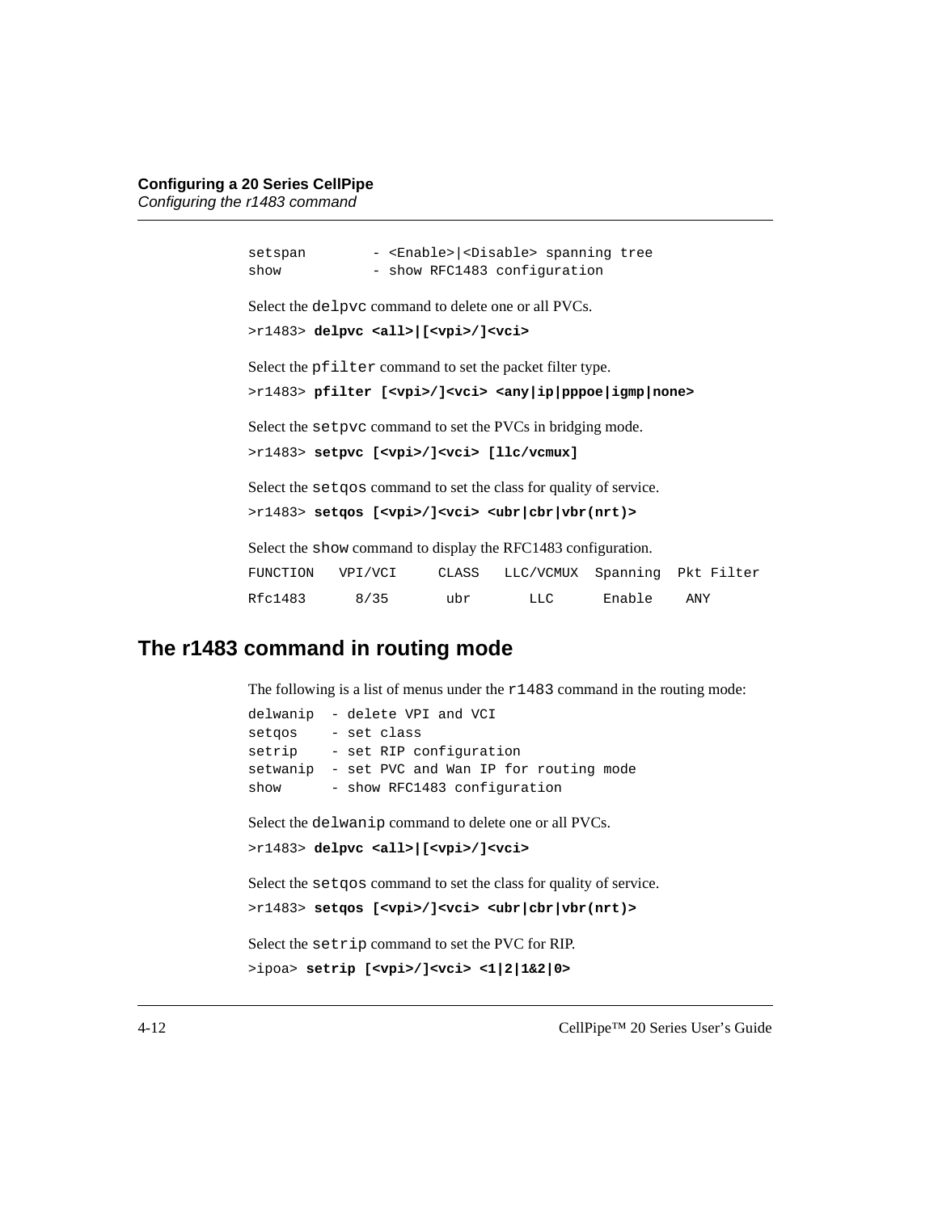```
setspan        - <Enable>|<Disable> spanning tree
show           - show RFC1483 configuration
```

Select the `delpvc` command to delete one or all PVCs.

>r1483> **delpvc <all>|[<vpi>/]<vci>**

Select the `pfilter` command to set the packet filter type.

>r1483> **pfilter [<vpi>/]<vci> <any|ip|pppoe|igmp|none>**

Select the `setpvc` command to set the PVCs in bridging mode.

>r1483> **setpvc [<vpi>/]<vci> [llc/vcmux]**

Select the `setqos` command to set the class for quality of service.

>r1483> **setqos [<vpi>/]<vci> <ubr|cbr|vbr(nrt)>**

Select the `show` command to display the RFC1483 configuration.

| FUNCTION | VPI/VCI | CLASS | LLC/VCMUX | Spanning | Pkt Filter |
|---|---|---|---|---|---|
| Rfc1483 | 8/35 | ubr | LLC | Enable | ANY |

## The r1483 command in routing mode

The following is a list of menus under the `r1483` command in the routing mode:

```
delwanip  - delete VPI and VCI
setqos    - set class
setrip    - set RIP configuration
setwanip  - set PVC and Wan IP for routing mode
show      - show RFC1483 configuration
```

Select the `delwanip` command to delete one or all PVCs.

>r1483> **delpvc <all>|[<vpi>/]<vci>**

Select the `setqos` command to set the class for quality of service.

>r1483> **setqos [<vpi>/]<vci> <ubr|cbr|vbr(nrt)>**

Select the `setrip` command to set the PVC for RIP.

>ipoa> **setrip [<vpi>/]<vci> <1|2|1&2|0>**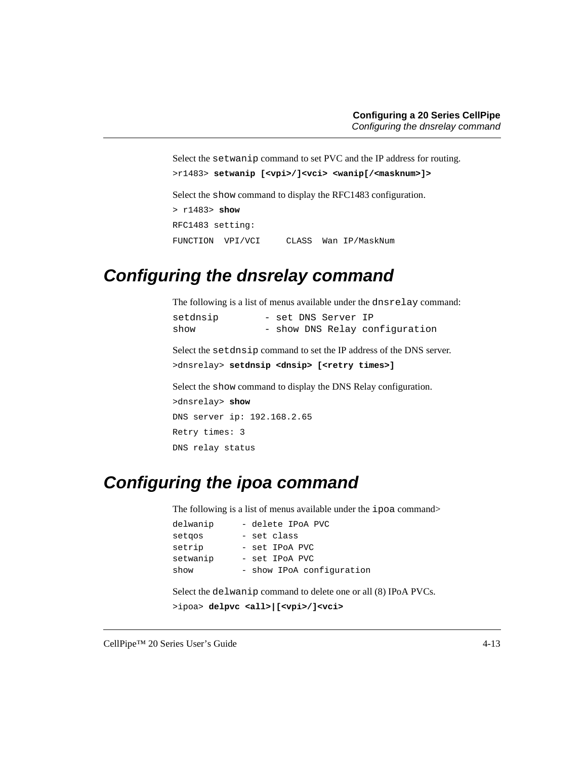Select the `setwanip` command to set PVC and the IP address for routing.

```
>r1483> setwanip [<vpi>/]<vci> <wanip[/<masknum>]>
```

Select the `show` command to display the RFC1483 configuration.

```
> r1483> show
RFC1483 setting:
FUNCTION  VPI/VCI     CLASS  Wan IP/MaskNum
```

## Configuring the dnsrelay command

The following is a list of menus available under the `dnsrelay` command:

```
setdnsip        - set DNS Server IP
show            - show DNS Relay configuration
```

Select the `setdnsip` command to set the IP address of the DNS server.

```
>dnsrelay> setdnsip <dnsip> [<retry times>]
```

Select the `show` command to display the DNS Relay configuration.

```
>dnsrelay> show
DNS server ip: 192.168.2.65
Retry times: 3
DNS relay status
```

## Configuring the ipoa command

The following is a list of menus available under the `ipoa` command>

```
delwanip      - delete IPoA PVC
setqos        - set class
setrip        - set IPoA PVC
setwanip      - set IPoA PVC
show          - show IPoA configuration
```

Select the `delwanip` command to delete one or all (8) IPoA PVCs.

```
>ipoa> delpvc <all>|[<vpi>/]<vci>
```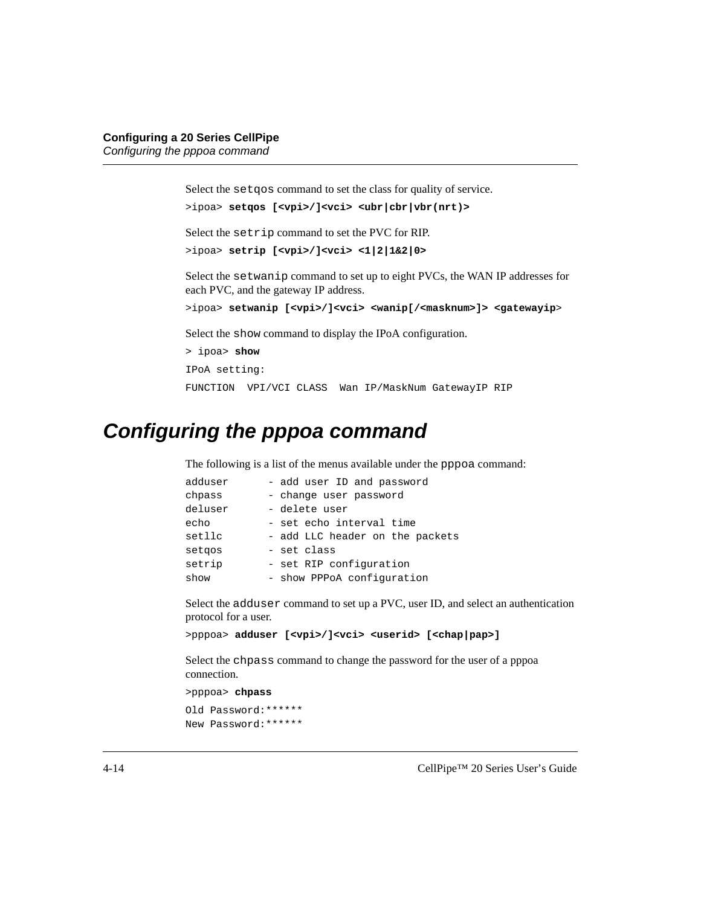Select the `setqos` command to set the class for quality of service.

```
>ipoa> setqos [<vpi>/]<vci> <ubr|cbr|vbr(nrt)>
```

Select the `setrip` command to set the PVC for RIP.

```
>ipoa> setrip [<vpi>/]<vci> <1|2|1&2|0>
```

Select the `setwanip` command to set up to eight PVCs, the WAN IP addresses for each PVC, and the gateway IP address.

```
>ipoa> setwanip [<vpi>/]<vci> <wanip[/<masknum>]> <gatewayip>
```

Select the `show` command to display the IPoA configuration.

```
> ipoa> show
IPoA setting:
FUNCTION  VPI/VCI CLASS  Wan IP/MaskNum GatewayIP RIP
```

## Configuring the pppoa command

The following is a list of the menus available under the `pppoa` command:

```
adduser      - add user ID and password
chpass       - change user password
deluser      - delete user
echo         - set echo interval time
setllc       - add LLC header on the packets
setqos       - set class
setrip       - set RIP configuration
show         - show PPPoA configuration
```

Select the `adduser` command to set up a PVC, user ID, and select an authentication protocol for a user.

```
>pppoa> adduser [<vpi>/]<vci> <userid> [<chap|pap>]
```

Select the `chpass` command to change the password for the user of a pppoa connection.

```
>pppoa> chpass
Old Password:******
New Password:******
```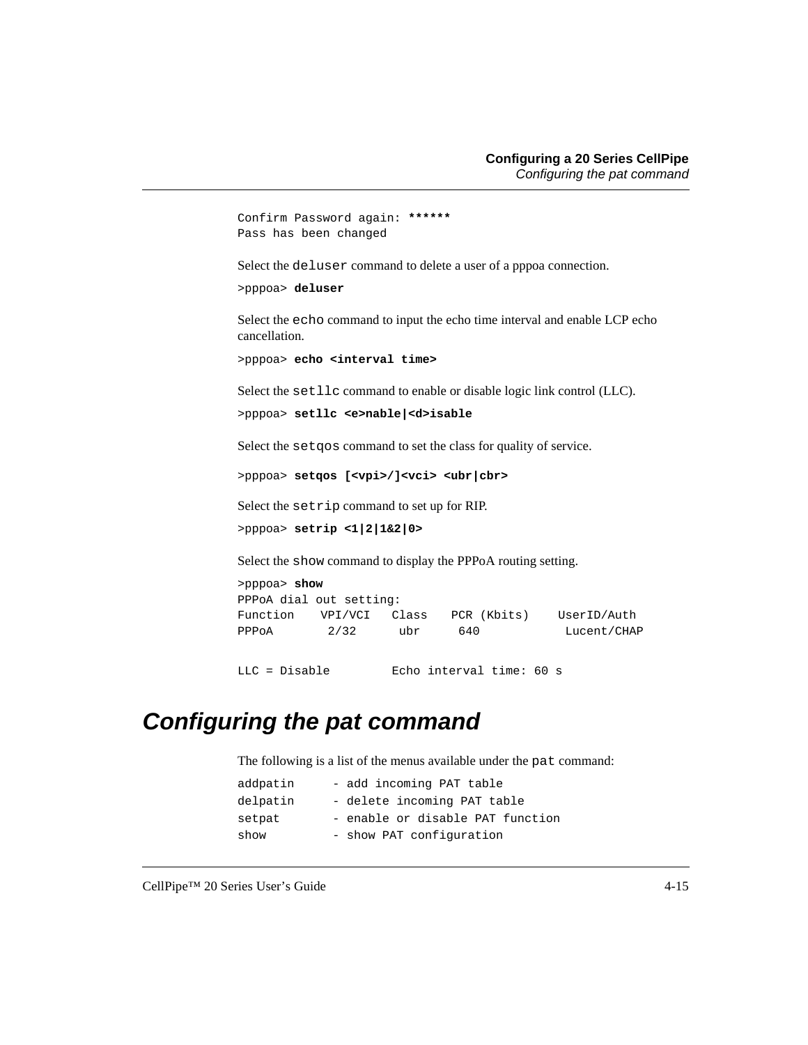```
Confirm Password again: ******
Pass has been changed
```

Select the `deluser` command to delete a user of a pppoa connection.

```
>pppoa> deluser
```

Select the `echo` command to input the echo time interval and enable LCP echo cancellation.

```
>pppoa> echo <interval time>
```

Select the `setllc` command to enable or disable logic link control (LLC).

```
>pppoa> setllc <e>nable|<d>isable
```

Select the `setqos` command to set the class for quality of service.

```
>pppoa> setqos [<vpi>/]<vci> <ubr|cbr>
```

Select the `setrip` command to set up for RIP.

```
>pppoa> setrip <1|2|1&2|0>
```

Select the `show` command to display the PPPoA routing setting.

```
>pppoa> show
PPPoA dial out setting:
Function   VPI/VCI   Class   PCR (Kbits)    UserID/Auth
PPPoA       2/32      ubr      640            Lucent/CHAP

LLC = Disable        Echo interval time: 60 s
```

# Configuring the pat command

The following is a list of the menus available under the `pat` command:

```
addpatin      - add incoming PAT table
delpatin      - delete incoming PAT table
setpat        - enable or disable PAT function
show          - show PAT configuration
```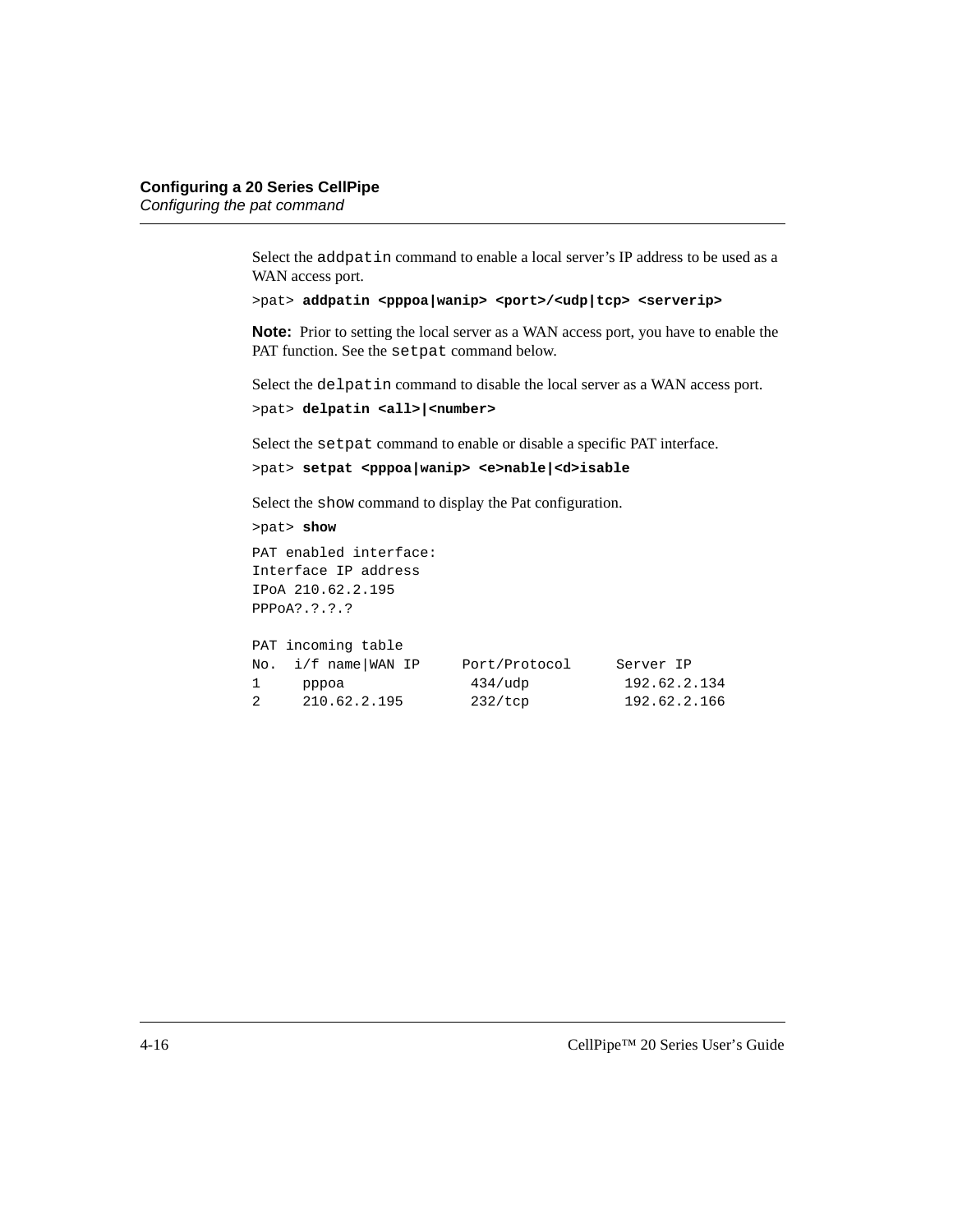Select the `addpatin` command to enable a local server's IP address to be used as a WAN access port.

```
>pat> addpatin <pppoa|wanip> <port>/<udp|tcp> <serverip>
```

**Note:** Prior to setting the local server as a WAN access port, you have to enable the PAT function. See the `setpat` command below.

Select the `delpatin` command to disable the local server as a WAN access port.

```
>pat> delpatin <all>|<number>
```

Select the `setpat` command to enable or disable a specific PAT interface.

```
>pat> setpat <pppoa|wanip> <e>nable|<d>isable
```

Select the `show` command to display the Pat configuration.

```
>pat> show
```

```
PAT enabled interface:
Interface IP address
IPoA 210.62.2.195
PPPoA?.?.?.?

PAT incoming table
No.  i/f name|WAN IP     Port/Protocol     Server IP
1     pppoa               434/udp           192.62.2.134
2     210.62.2.195        232/tcp           192.62.2.166
```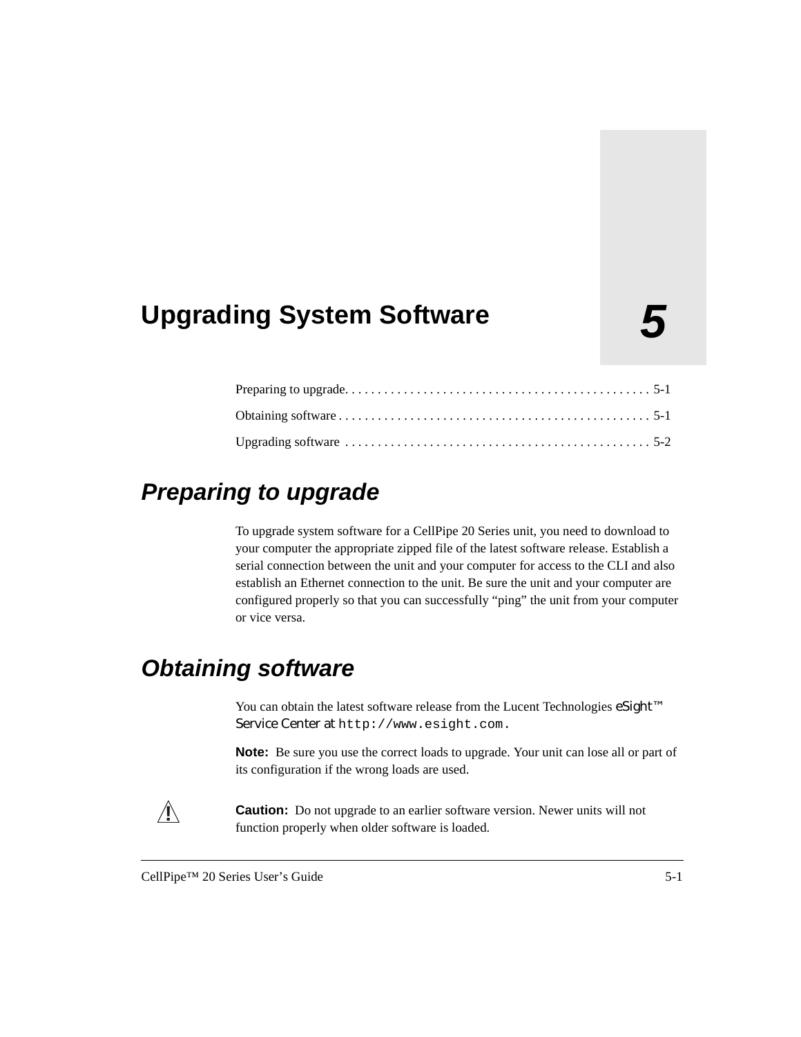# 5 Upgrading System Software

Preparing to upgrade. . . . . . . . . . . . . . . . . . . . . . . . . . . . . . . . . . . . . . . . . . . . . . 5-1

Obtaining software . . . . . . . . . . . . . . . . . . . . . . . . . . . . . . . . . . . . . . . . . . . . . . . 5-1

Upgrading software . . . . . . . . . . . . . . . . . . . . . . . . . . . . . . . . . . . . . . . . . . . . . . 5-2

## *Preparing to upgrade*

To upgrade system software for a CellPipe 20 Series unit, you need to download to your computer the appropriate zipped file of the latest software release. Establish a serial connection between the unit and your computer for access to the CLI and also establish an Ethernet connection to the unit. Be sure the unit and your computer are configured properly so that you can successfully "ping" the unit from your computer or vice versa.

## *Obtaining software*

You can obtain the latest software release from the Lucent Technologies eSight™ Service Center at `http://www.esight.com`.

**Note:** Be sure you use the correct loads to upgrade. Your unit can lose all or part of its configuration if the wrong loads are used.

**Caution:** Do not upgrade to an earlier software version. Newer units will not function properly when older software is loaded.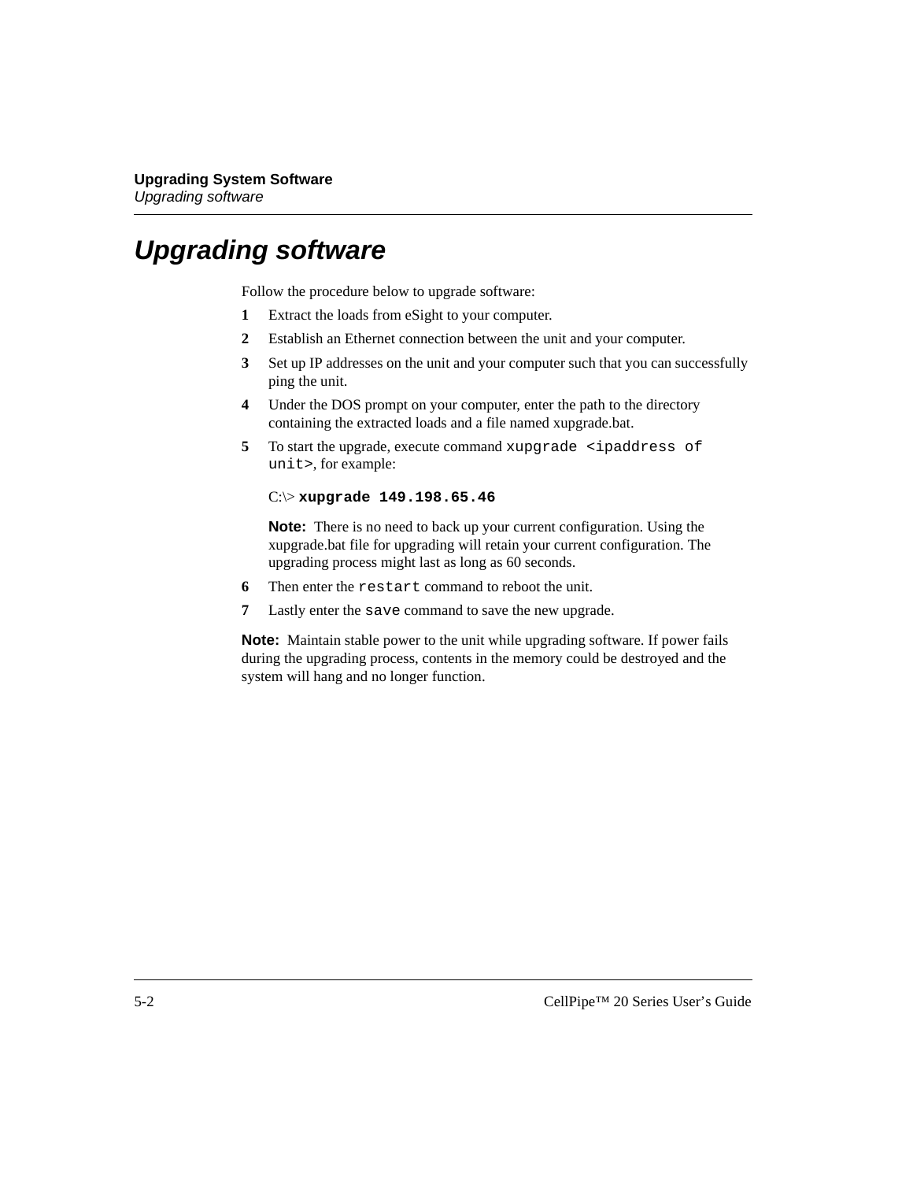# Upgrading software

Follow the procedure below to upgrade software:

1. Extract the loads from eSight to your computer.
2. Establish an Ethernet connection between the unit and your computer.
3. Set up IP addresses on the unit and your computer such that you can successfully ping the unit.
4. Under the DOS prompt on your computer, enter the path to the directory containing the extracted loads and a file named xupgrade.bat.
5. To start the upgrade, execute command `xupgrade <ipaddress of unit>`, for example:

   C:\> **`xupgrade 149.198.65.46`**

   **Note:** There is no need to back up your current configuration. Using the xupgrade.bat file for upgrading will retain your current configuration. The upgrading process might last as long as 60 seconds.

6. Then enter the `restart` command to reboot the unit.
7. Lastly enter the `save` command to save the new upgrade.

**Note:** Maintain stable power to the unit while upgrading software. If power fails during the upgrading process, contents in the memory could be destroyed and the system will hang and no longer function.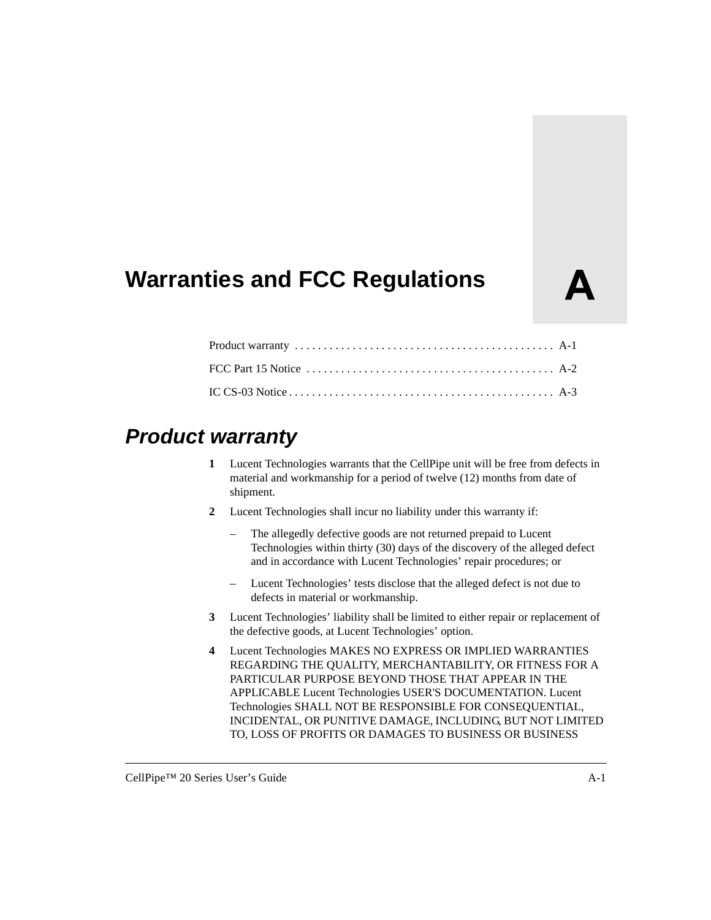# Warranties and FCC Regulations

A

Product warranty . . . . . . . . . . . . . . . . . . . . . . . . . . . . . . . . . . . . . . . . . . . . A-1

FCC Part 15 Notice . . . . . . . . . . . . . . . . . . . . . . . . . . . . . . . . . . . . . . . . . . A-2

IC CS-03 Notice . . . . . . . . . . . . . . . . . . . . . . . . . . . . . . . . . . . . . . . . . . . . . A-3

## *Product warranty*

**1** Lucent Technologies warrants that the CellPipe unit will be free from defects in material and workmanship for a period of twelve (12) months from date of shipment.

**2** Lucent Technologies shall incur no liability under this warranty if:

– The allegedly defective goods are not returned prepaid to Lucent Technologies within thirty (30) days of the discovery of the alleged defect and in accordance with Lucent Technologies' repair procedures; or

– Lucent Technologies' tests disclose that the alleged defect is not due to defects in material or workmanship.

**3** Lucent Technologies' liability shall be limited to either repair or replacement of the defective goods, at Lucent Technologies' option.

**4** Lucent Technologies MAKES NO EXPRESS OR IMPLIED WARRANTIES REGARDING THE QUALITY, MERCHANTABILITY, OR FITNESS FOR A PARTICULAR PURPOSE BEYOND THOSE THAT APPEAR IN THE APPLICABLE Lucent Technologies USER'S DOCUMENTATION. Lucent Technologies SHALL NOT BE RESPONSIBLE FOR CONSEQUENTIAL, INCIDENTAL, OR PUNITIVE DAMAGE, INCLUDING, BUT NOT LIMITED TO, LOSS OF PROFITS OR DAMAGES TO BUSINESS OR BUSINESS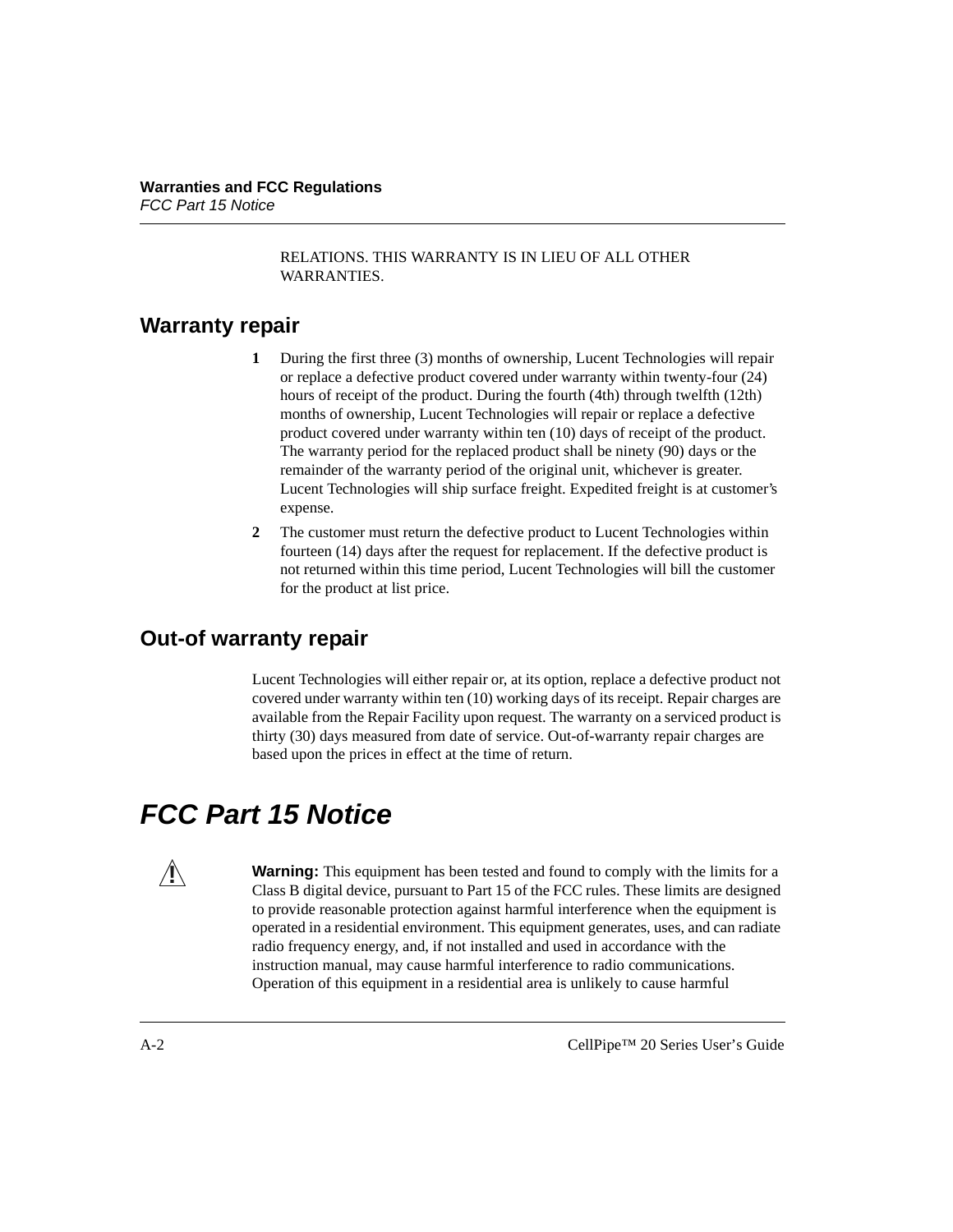RELATIONS. THIS WARRANTY IS IN LIEU OF ALL OTHER WARRANTIES.

## Warranty repair

1. During the first three (3) months of ownership, Lucent Technologies will repair or replace a defective product covered under warranty within twenty-four (24) hours of receipt of the product. During the fourth (4th) through twelfth (12th) months of ownership, Lucent Technologies will repair or replace a defective product covered under warranty within ten (10) days of receipt of the product. The warranty period for the replaced product shall be ninety (90) days or the remainder of the warranty period of the original unit, whichever is greater. Lucent Technologies will ship surface freight. Expedited freight is at customer's expense.
2. The customer must return the defective product to Lucent Technologies within fourteen (14) days after the request for replacement. If the defective product is not returned within this time period, Lucent Technologies will bill the customer for the product at list price.

## Out-of warranty repair

Lucent Technologies will either repair or, at its option, replace a defective product not covered under warranty within ten (10) working days of its receipt. Repair charges are available from the Repair Facility upon request. The warranty on a serviced product is thirty (30) days measured from date of service. Out-of-warranty repair charges are based upon the prices in effect at the time of return.

# *FCC Part 15 Notice*

⚠ **Warning:** This equipment has been tested and found to comply with the limits for a Class B digital device, pursuant to Part 15 of the FCC rules. These limits are designed to provide reasonable protection against harmful interference when the equipment is operated in a residential environment. This equipment generates, uses, and can radiate radio frequency energy, and, if not installed and used in accordance with the instruction manual, may cause harmful interference to radio communications. Operation of this equipment in a residential area is unlikely to cause harmful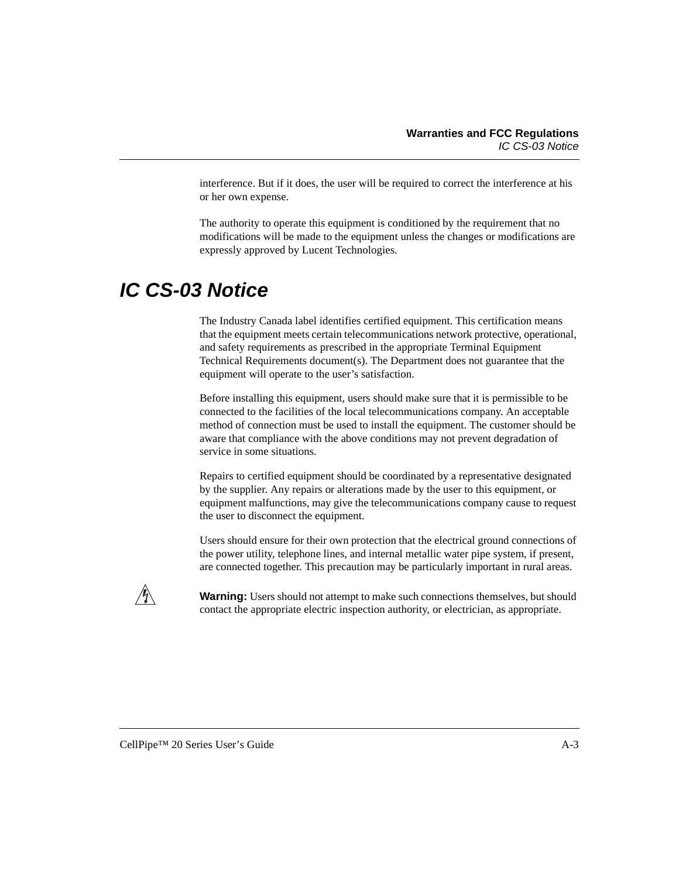interference. But if it does, the user will be required to correct the interference at his or her own expense.

The authority to operate this equipment is conditioned by the requirement that no modifications will be made to the equipment unless the changes or modifications are expressly approved by Lucent Technologies.

# IC CS-03 Notice

The Industry Canada label identifies certified equipment. This certification means that the equipment meets certain telecommunications network protective, operational, and safety requirements as prescribed in the appropriate Terminal Equipment Technical Requirements document(s). The Department does not guarantee that the equipment will operate to the user's satisfaction.

Before installing this equipment, users should make sure that it is permissible to be connected to the facilities of the local telecommunications company. An acceptable method of connection must be used to install the equipment. The customer should be aware that compliance with the above conditions may not prevent degradation of service in some situations.

Repairs to certified equipment should be coordinated by a representative designated by the supplier. Any repairs or alterations made by the user to this equipment, or equipment malfunctions, may give the telecommunications company cause to request the user to disconnect the equipment.

Users should ensure for their own protection that the electrical ground connections of the power utility, telephone lines, and internal metallic water pipe system, if present, are connected together. This precaution may be particularly important in rural areas.

**Warning:** Users should not attempt to make such connections themselves, but should contact the appropriate electric inspection authority, or electrician, as appropriate.